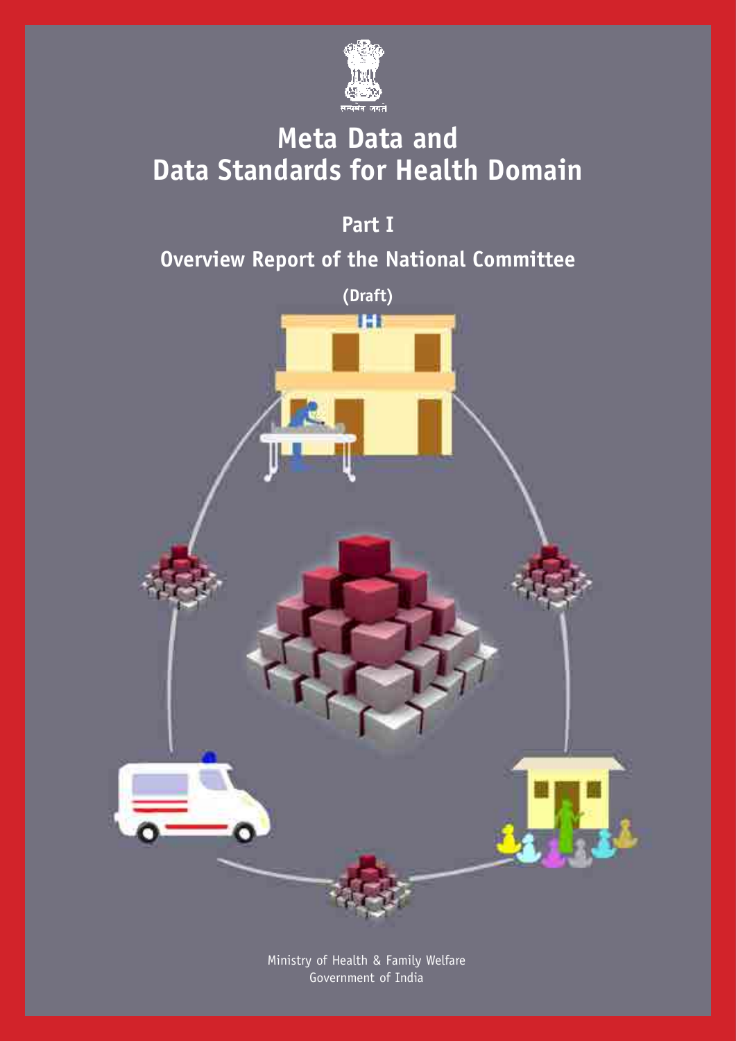सत्यमेव जयते

# Meta Data and Data Standards for Health Domain

## Part I

## Overview Report of the National Committee

**(Draft)**

Ministry of Health & Family Welfare
Government of India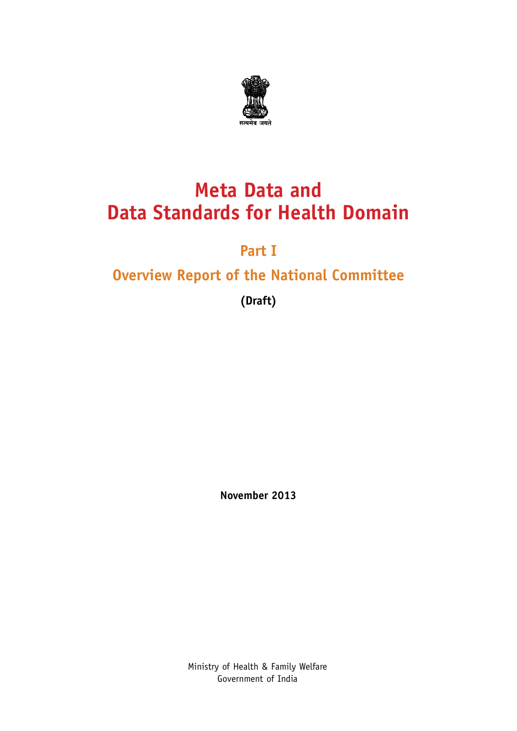सत्यमेव जयते

# Meta Data and Data Standards for Health Domain

## Part I

## Overview Report of the National Committee

**(Draft)**

**November 2013**

Ministry of Health & Family Welfare
Government of India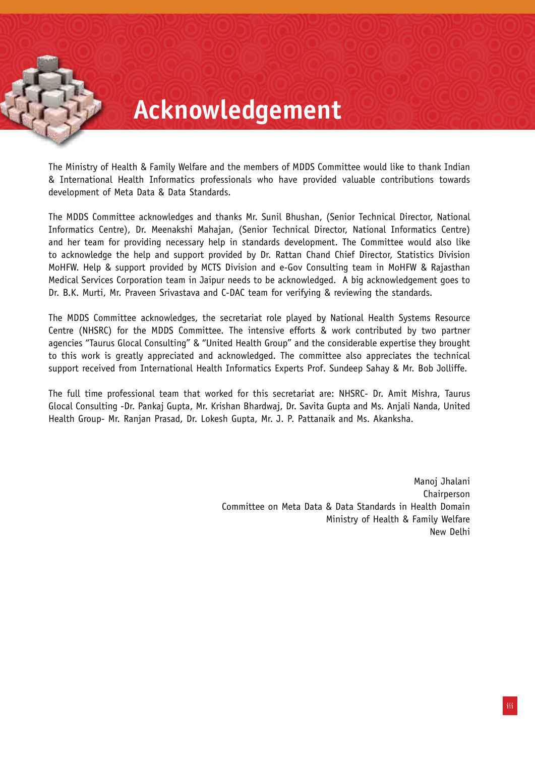# Acknowledgement

The Ministry of Health & Family Welfare and the members of MDDS Committee would like to thank Indian & International Health Informatics professionals who have provided valuable contributions towards development of Meta Data & Data Standards.

The MDDS Committee acknowledges and thanks Mr. Sunil Bhushan, (Senior Technical Director, National Informatics Centre), Dr. Meenakshi Mahajan, (Senior Technical Director, National Informatics Centre) and her team for providing necessary help in standards development. The Committee would also like to acknowledge the help and support provided by Dr. Rattan Chand Chief Director, Statistics Division MoHFW. Help & support provided by MCTS Division and e-Gov Consulting team in MoHFW & Rajasthan Medical Services Corporation team in Jaipur needs to be acknowledged. A big acknowledgement goes to Dr. B.K. Murti, Mr. Praveen Srivastava and C-DAC team for verifying & reviewing the standards.

The MDDS Committee acknowledges, the secretariat role played by National Health Systems Resource Centre (NHSRC) for the MDDS Committee. The intensive efforts & work contributed by two partner agencies "Taurus Glocal Consulting" & "United Health Group" and the considerable expertise they brought to this work is greatly appreciated and acknowledged. The committee also appreciates the technical support received from International Health Informatics Experts Prof. Sundeep Sahay & Mr. Bob Jolliffe.

The full time professional team that worked for this secretariat are: NHSRC- Dr. Amit Mishra, Taurus Glocal Consulting -Dr. Pankaj Gupta, Mr. Krishan Bhardwaj, Dr. Savita Gupta and Ms. Anjali Nanda, United Health Group- Mr. Ranjan Prasad, Dr. Lokesh Gupta, Mr. J. P. Pattanaik and Ms. Akanksha.

Manoj Jhalani
Chairperson
Committee on Meta Data & Data Standards in Health Domain
Ministry of Health & Family Welfare
New Delhi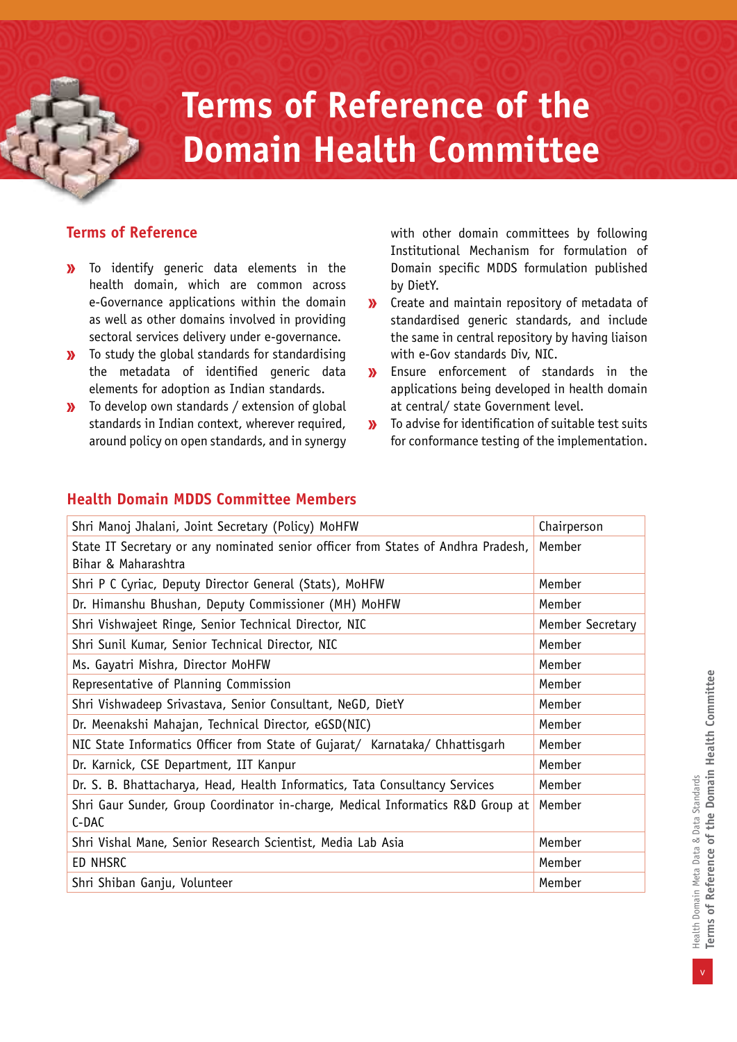# Terms of Reference of the Domain Health Committee

## Terms of Reference

- To identify generic data elements in the health domain, which are common across e-Governance applications within the domain as well as other domains involved in providing sectoral services delivery under e-governance.
- To study the global standards for standardising the metadata of identified generic data elements for adoption as Indian standards.
- To develop own standards / extension of global standards in Indian context, wherever required, around policy on open standards, and in synergy with other domain committees by following Institutional Mechanism for formulation of Domain specific MDDS formulation published by DietY.
- Create and maintain repository of metadata of standardised generic standards, and include the same in central repository by having liaison with e-Gov standards Div, NIC.
- Ensure enforcement of standards in the applications being developed in health domain at central/ state Government level.
- To advise for identification of suitable test suits for conformance testing of the implementation.

## Health Domain MDDS Committee Members

| | |
|---|---|
| Shri Manoj Jhalani, Joint Secretary (Policy) MoHFW | Chairperson |
| State IT Secretary or any nominated senior officer from States of Andhra Pradesh, Bihar & Maharashtra | Member |
| Shri P C Cyriac, Deputy Director General (Stats), MoHFW | Member |
| Dr. Himanshu Bhushan, Deputy Commissioner (MH) MoHFW | Member |
| Shri Vishwajeet Ringe, Senior Technical Director, NIC | Member Secretary |
| Shri Sunil Kumar, Senior Technical Director, NIC | Member |
| Ms. Gayatri Mishra, Director MoHFW | Member |
| Representative of Planning Commission | Member |
| Shri Vishwadeep Srivastava, Senior Consultant, NeGD, DietY | Member |
| Dr. Meenakshi Mahajan, Technical Director, eGSD(NIC) | Member |
| NIC State Informatics Officer from State of Gujarat/ Karnataka/ Chhattisgarh | Member |
| Dr. Karnick, CSE Department, IIT Kanpur | Member |
| Dr. S. B. Bhattacharya, Head, Health Informatics, Tata Consultancy Services | Member |
| Shri Gaur Sunder, Group Coordinator in-charge, Medical Informatics R&D Group at C-DAC | Member |
| Shri Vishal Mane, Senior Research Scientist, Media Lab Asia | Member |
| ED NHSRC | Member |
| Shri Shiban Ganju, Volunteer | Member |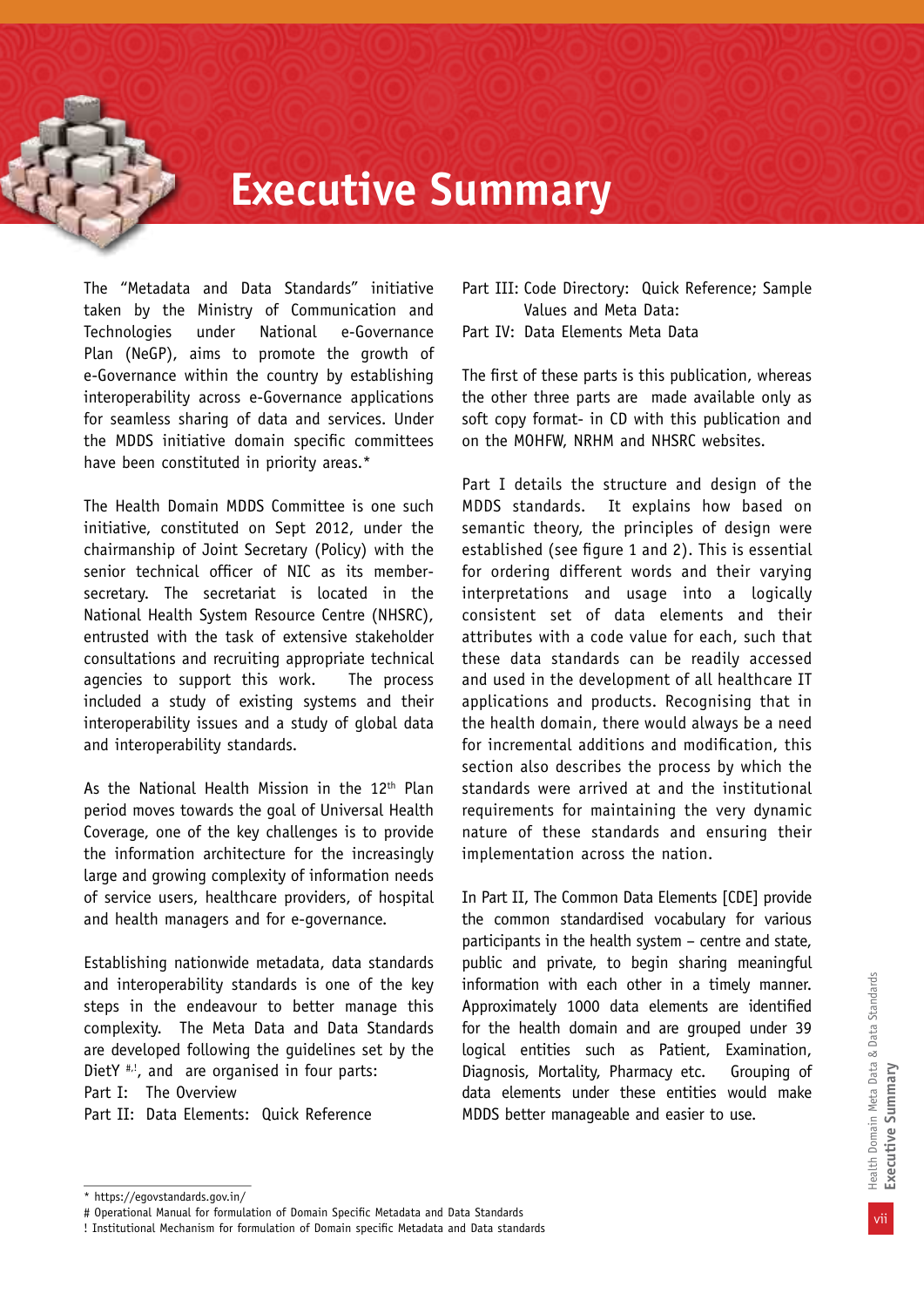# Executive Summary

The "Metadata and Data Standards" initiative taken by the Ministry of Communication and Technologies under National e-Governance Plan (NeGP), aims to promote the growth of e-Governance within the country by establishing interoperability across e-Governance applications for seamless sharing of data and services. Under the MDDS initiative domain specific committees have been constituted in priority areas.*

The Health Domain MDDS Committee is one such initiative, constituted on Sept 2012, under the chairmanship of Joint Secretary (Policy) with the senior technical officer of NIC as its member-secretary. The secretariat is located in the National Health System Resource Centre (NHSRC), entrusted with the task of extensive stakeholder consultations and recruiting appropriate technical agencies to support this work. The process included a study of existing systems and their interoperability issues and a study of global data and interoperability standards.

As the National Health Mission in the 12th Plan period moves towards the goal of Universal Health Coverage, one of the key challenges is to provide the information architecture for the increasingly large and growing complexity of information needs of service users, healthcare providers, of hospital and health managers and for e-governance.

Establishing nationwide metadata, data standards and interoperability standards is one of the key steps in the endeavour to better manage this complexity. The Meta Data and Data Standards are developed following the guidelines set by the DietY [#,!], and are organised in four parts:

Part I: The Overview
Part II: Data Elements: Quick Reference
Part III: Code Directory: Quick Reference; Sample Values and Meta Data:
Part IV: Data Elements Meta Data

The first of these parts is this publication, whereas the other three parts are made available only as soft copy format- in CD with this publication and on the MOHFW, NRHM and NHSRC websites.

Part I details the structure and design of the MDDS standards. It explains how based on semantic theory, the principles of design were established (see figure 1 and 2). This is essential for ordering different words and their varying interpretations and usage into a logically consistent set of data elements and their attributes with a code value for each, such that these data standards can be readily accessed and used in the development of all healthcare IT applications and products. Recognising that in the health domain, there would always be a need for incremental additions and modification, this section also describes the process by which the standards were arrived at and the institutional requirements for maintaining the very dynamic nature of these standards and ensuring their implementation across the nation.

In Part II, The Common Data Elements [CDE] provide the common standardised vocabulary for various participants in the health system – centre and state, public and private, to begin sharing meaningful information with each other in a timely manner. Approximately 1000 data elements are identified for the health domain and are grouped under 39 logical entities such as Patient, Examination, Diagnosis, Mortality, Pharmacy etc. Grouping of data elements under these entities would make MDDS better manageable and easier to use.

---

* https://egovstandards.gov.in/

# Operational Manual for formulation of Domain Specific Metadata and Data Standards

! Institutional Mechanism for formulation of Domain specific Metadata and Data standards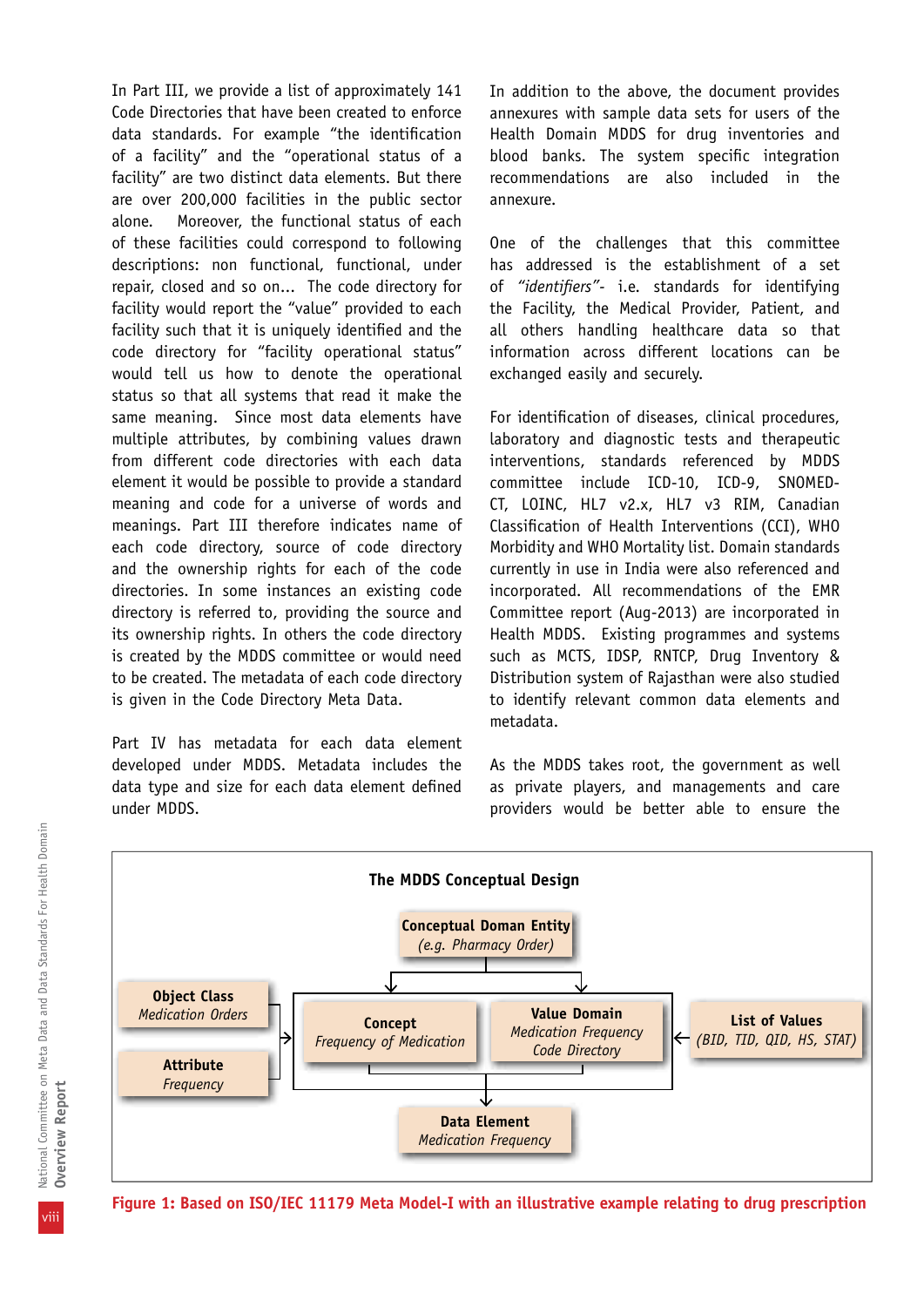In Part III, we provide a list of approximately 141 Code Directories that have been created to enforce data standards. For example "the identification of a facility" and the "operational status of a facility" are two distinct data elements. But there are over 200,000 facilities in the public sector alone. Moreover, the functional status of each of these facilities could correspond to following descriptions: non functional, functional, under repair, closed and so on... The code directory for facility would report the "value" provided to each facility such that it is uniquely identified and the code directory for "facility operational status" would tell us how to denote the operational status so that all systems that read it make the same meaning. Since most data elements have multiple attributes, by combining values drawn from different code directories with each data element it would be possible to provide a standard meaning and code for a universe of words and meanings. Part III therefore indicates name of each code directory, source of code directory and the ownership rights for each of the code directories. In some instances an existing code directory is referred to, providing the source and its ownership rights. In others the code directory is created by the MDDS committee or would need to be created. The metadata of each code directory is given in the Code Directory Meta Data.

Part IV has metadata for each data element developed under MDDS. Metadata includes the data type and size for each data element defined under MDDS.

In addition to the above, the document provides annexures with sample data sets for users of the Health Domain MDDS for drug inventories and blood banks. The system specific integration recommendations are also included in the annexure.

One of the challenges that this committee has addressed is the establishment of a set of *"identifiers"*- i.e. standards for identifying the Facility, the Medical Provider, Patient, and all others handling healthcare data so that information across different locations can be exchanged easily and securely.

For identification of diseases, clinical procedures, laboratory and diagnostic tests and therapeutic interventions, standards referenced by MDDS committee include ICD-10, ICD-9, SNOMED-CT, LOINC, HL7 v2.x, HL7 v3 RIM, Canadian Classification of Health Interventions (CCI), WHO Morbidity and WHO Mortality list. Domain standards currently in use in India were also referenced and incorporated. All recommendations of the EMR Committee report (Aug-2013) are incorporated in Health MDDS. Existing programmes and systems such as MCTS, IDSP, RNTCP, Drug Inventory & Distribution system of Rajasthan were also studied to identify relevant common data elements and metadata.

As the MDDS takes root, the government as well as private players, and managements and care providers would be better able to ensure the

**The MDDS Conceptual Design**

**Conceptual Doman Entity**
*(e.g. Pharmacy Order)*

**Object Class**
*Medication Orders*

**Attribute**
*Frequency*

**Concept**
*Frequency of Medication*

**Value Domain**
*Medication Frequency Code Directory*

**List of Values**
*(BID, TID, QID, HS, STAT)*

**Data Element**
*Medication Frequency*

**Figure 1: Based on ISO/IEC 11179 Meta Model-I with an illustrative example relating to drug prescription**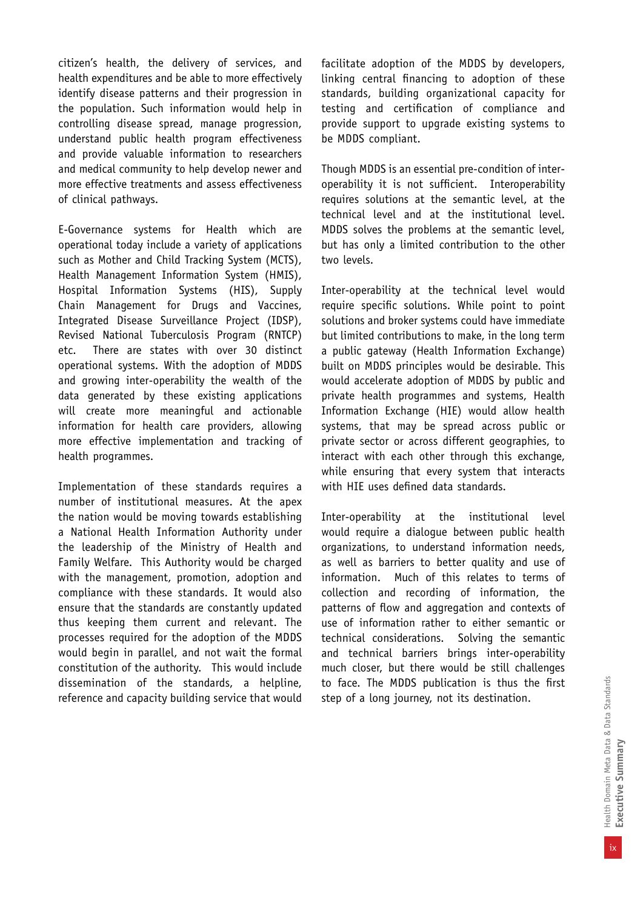citizen's health, the delivery of services, and health expenditures and be able to more effectively identify disease patterns and their progression in the population. Such information would help in controlling disease spread, manage progression, understand public health program effectiveness and provide valuable information to researchers and medical community to help develop newer and more effective treatments and assess effectiveness of clinical pathways.

E-Governance systems for Health which are operational today include a variety of applications such as Mother and Child Tracking System (MCTS), Health Management Information System (HMIS), Hospital Information Systems (HIS), Supply Chain Management for Drugs and Vaccines, Integrated Disease Surveillance Project (IDSP), Revised National Tuberculosis Program (RNTCP) etc. There are states with over 30 distinct operational systems. With the adoption of MDDS and growing inter-operability the wealth of the data generated by these existing applications will create more meaningful and actionable information for health care providers, allowing more effective implementation and tracking of health programmes.

Implementation of these standards requires a number of institutional measures. At the apex the nation would be moving towards establishing a National Health Information Authority under the leadership of the Ministry of Health and Family Welfare. This Authority would be charged with the management, promotion, adoption and compliance with these standards. It would also ensure that the standards are constantly updated thus keeping them current and relevant. The processes required for the adoption of the MDDS would begin in parallel, and not wait the formal constitution of the authority. This would include dissemination of the standards, a helpline, reference and capacity building service that would facilitate adoption of the MDDS by developers, linking central financing to adoption of these standards, building organizational capacity for testing and certification of compliance and provide support to upgrade existing systems to be MDDS compliant.

Though MDDS is an essential pre-condition of inter-operability it is not sufficient. Interoperability requires solutions at the semantic level, at the technical level and at the institutional level. MDDS solves the problems at the semantic level, but has only a limited contribution to the other two levels.

Inter-operability at the technical level would require specific solutions. While point to point solutions and broker systems could have immediate but limited contributions to make, in the long term a public gateway (Health Information Exchange) built on MDDS principles would be desirable. This would accelerate adoption of MDDS by public and private health programmes and systems, Health Information Exchange (HIE) would allow health systems, that may be spread across public or private sector or across different geographies, to interact with each other through this exchange, while ensuring that every system that interacts with HIE uses defined data standards.

Inter-operability at the institutional level would require a dialogue between public health organizations, to understand information needs, as well as barriers to better quality and use of information. Much of this relates to terms of collection and recording of information, the patterns of flow and aggregation and contexts of use of information rather to either semantic or technical considerations. Solving the semantic and technical barriers brings inter-operability much closer, but there would be still challenges to face. The MDDS publication is thus the first step of a long journey, not its destination.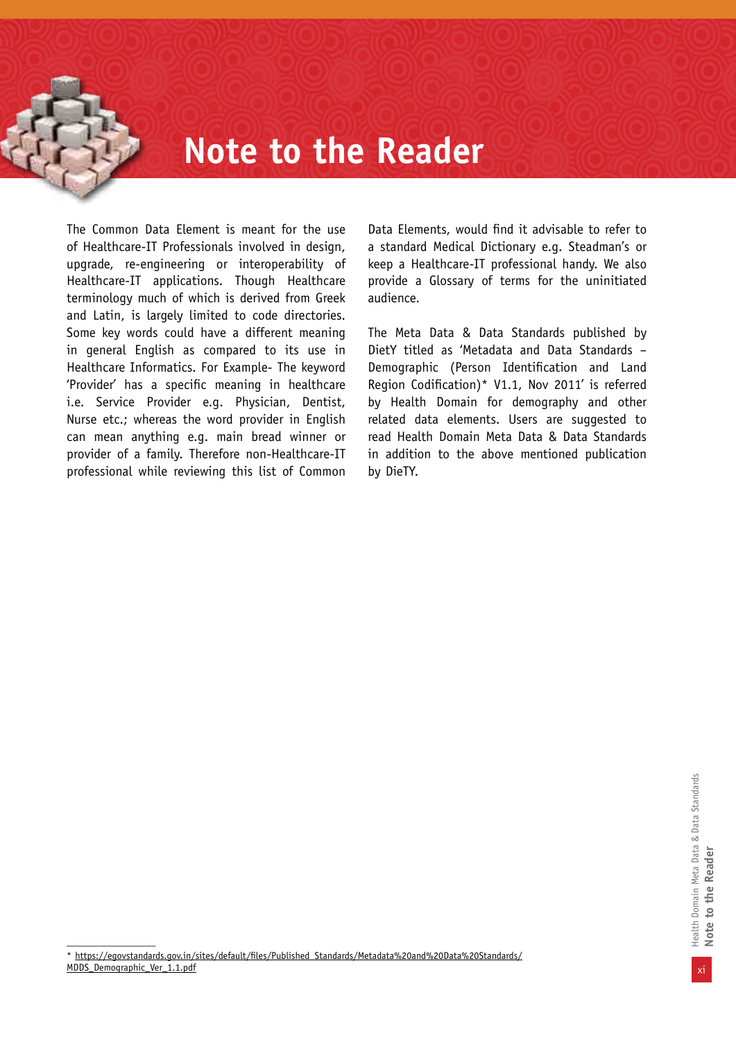# Note to the Reader

The Common Data Element is meant for the use of Healthcare-IT Professionals involved in design, upgrade, re-engineering or interoperability of Healthcare-IT applications. Though Healthcare terminology much of which is derived from Greek and Latin, is largely limited to code directories. Some key words could have a different meaning in general English as compared to its use in Healthcare Informatics. For Example- The keyword 'Provider' has a specific meaning in healthcare i.e. Service Provider e.g. Physician, Dentist, Nurse etc.; whereas the word provider in English can mean anything e.g. main bread winner or provider of a family. Therefore non-Healthcare-IT professional while reviewing this list of Common Data Elements, would find it advisable to refer to a standard Medical Dictionary e.g. Steadman's or keep a Healthcare-IT professional handy. We also provide a Glossary of terms for the uninitiated audience.

The Meta Data & Data Standards published by DietY titled as 'Metadata and Data Standards – Demographic (Person Identification and Land Region Codification)* V1.1, Nov 2011' is referred by Health Domain for demography and other related data elements. Users are suggested to read Health Domain Meta Data & Data Standards in addition to the above mentioned publication by DieTY.

---

* https://egovstandards.gov.in/sites/default/files/Published_Standards/Metadata%20and%20Data%20Standards/MDDS_Demographic_Ver_1.1.pdf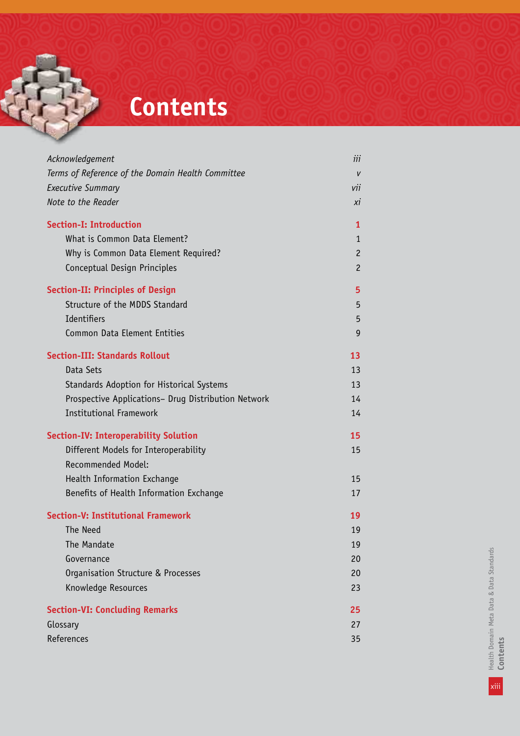# Contents

| | |
|---|---|
| *Acknowledgement* | *iii* |
| *Terms of Reference of the Domain Health Committee* | *v* |
| *Executive Summary* | *vii* |
| *Note to the Reader* | *xi* |
| **Section-I: Introduction** | **1** |
| What is Common Data Element? | 1 |
| Why is Common Data Element Required? | 2 |
| Conceptual Design Principles | 2 |
| **Section-II: Principles of Design** | **5** |
| Structure of the MDDS Standard | 5 |
| Identifiers | 5 |
| Common Data Element Entities | 9 |
| **Section-III: Standards Rollout** | **13** |
| Data Sets | 13 |
| Standards Adoption for Historical Systems | 13 |
| Prospective Applications– Drug Distribution Network | 14 |
| Institutional Framework | 14 |
| **Section-IV: Interoperability Solution** | **15** |
| Different Models for Interoperability | 15 |
| Recommended Model: Health Information Exchange | 15 |
| Benefits of Health Information Exchange | 17 |
| **Section-V: Institutional Framework** | **19** |
| The Need | 19 |
| The Mandate | 19 |
| Governance | 20 |
| Organisation Structure & Processes | 20 |
| Knowledge Resources | 23 |
| **Section-VI: Concluding Remarks** | **25** |
| Glossary | 27 |
| References | 35 |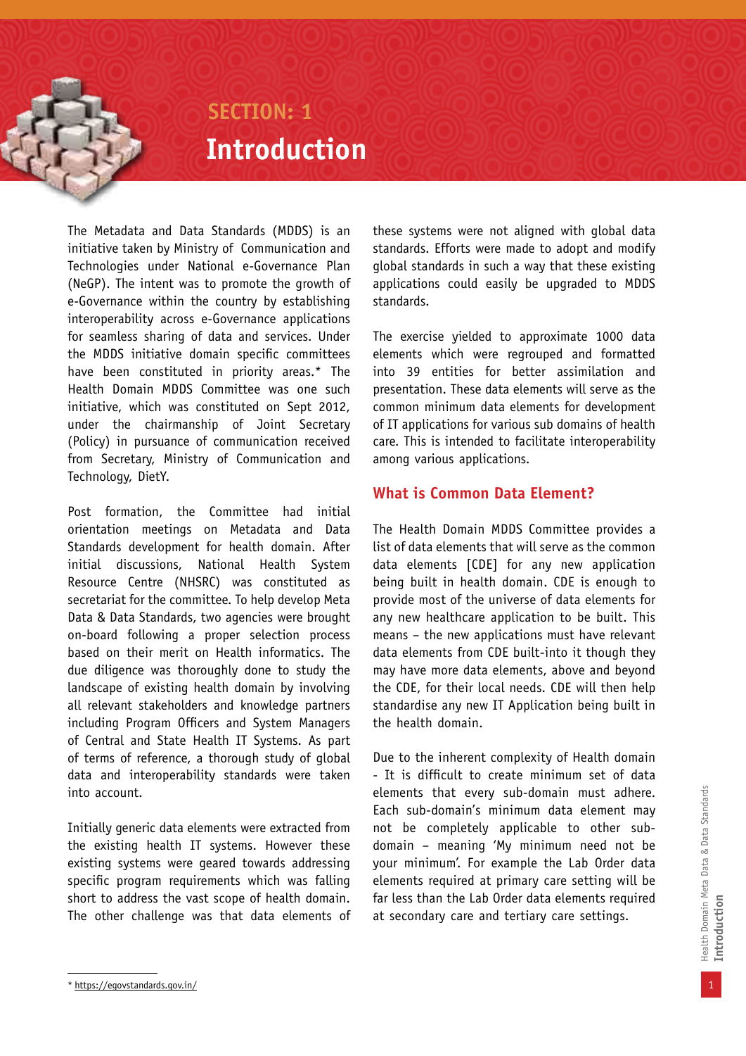# SECTION: 1

# Introduction

The Metadata and Data Standards (MDDS) is an initiative taken by Ministry of Communication and Technologies under National e-Governance Plan (NeGP). The intent was to promote the growth of e-Governance within the country by establishing interoperability across e-Governance applications for seamless sharing of data and services. Under the MDDS initiative domain specific committees have been constituted in priority areas.* The Health Domain MDDS Committee was one such initiative, which was constituted on Sept 2012, under the chairmanship of Joint Secretary (Policy) in pursuance of communication received from Secretary, Ministry of Communication and Technology, DietY.

Post formation, the Committee had initial orientation meetings on Metadata and Data Standards development for health domain. After initial discussions, National Health System Resource Centre (NHSRC) was constituted as secretariat for the committee. To help develop Meta Data & Data Standards, two agencies were brought on-board following a proper selection process based on their merit on Health informatics. The due diligence was thoroughly done to study the landscape of existing health domain by involving all relevant stakeholders and knowledge partners including Program Officers and System Managers of Central and State Health IT Systems. As part of terms of reference, a thorough study of global data and interoperability standards were taken into account.

Initially generic data elements were extracted from the existing health IT systems. However these existing systems were geared towards addressing specific program requirements which was falling short to address the vast scope of health domain. The other challenge was that data elements of these systems were not aligned with global data standards. Efforts were made to adopt and modify global standards in such a way that these existing applications could easily be upgraded to MDDS standards.

The exercise yielded to approximate 1000 data elements which were regrouped and formatted into 39 entities for better assimilation and presentation. These data elements will serve as the common minimum data elements for development of IT applications for various sub domains of health care. This is intended to facilitate interoperability among various applications.

## What is Common Data Element?

The Health Domain MDDS Committee provides a list of data elements that will serve as the common data elements [CDE] for any new application being built in health domain. CDE is enough to provide most of the universe of data elements for any new healthcare application to be built. This means – the new applications must have relevant data elements from CDE built-into it though they may have more data elements, above and beyond the CDE, for their local needs. CDE will then help standardise any new IT Application being built in the health domain.

Due to the inherent complexity of Health domain - It is difficult to create minimum set of data elements that every sub-domain must adhere. Each sub-domain's minimum data element may not be completely applicable to other sub-domain – meaning 'My minimum need not be your minimum'. For example the Lab Order data elements required at primary care setting will be far less than the Lab Order data elements required at secondary care and tertiary care settings.

---

* https://egovstandards.gov.in/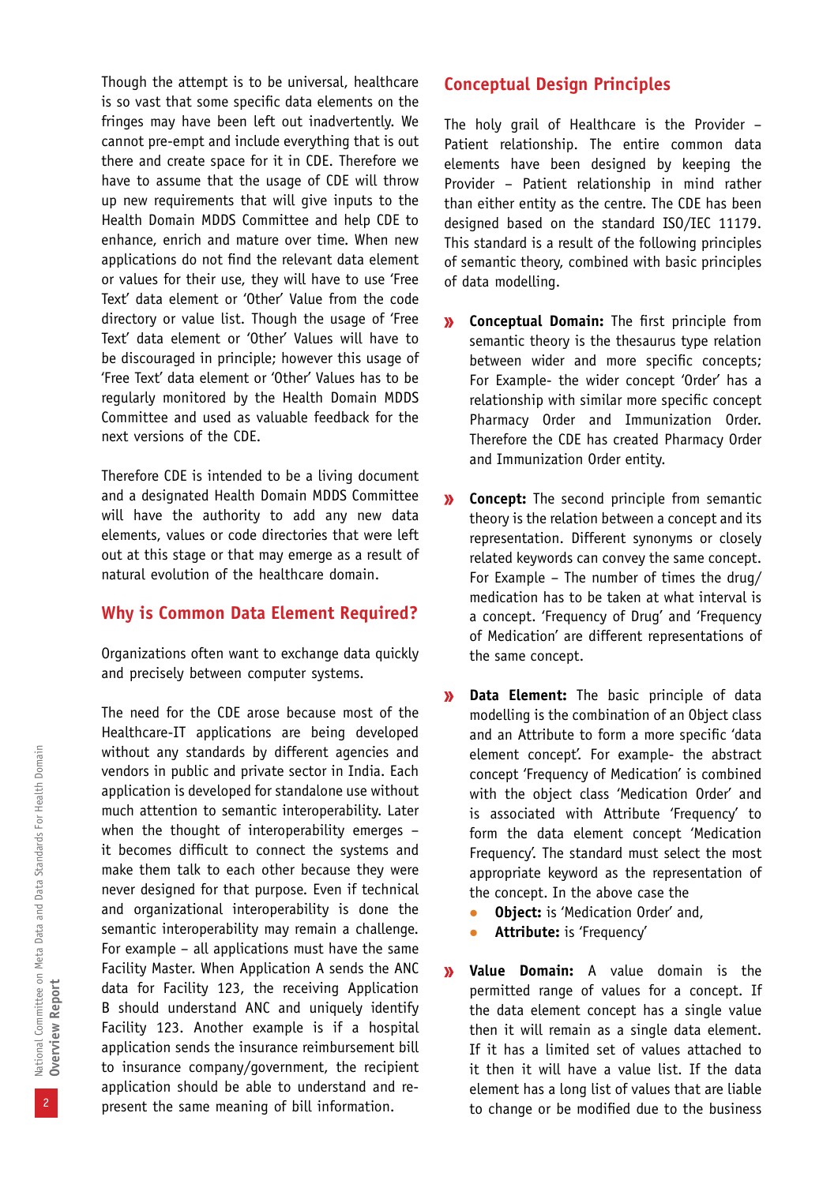Though the attempt is to be universal, healthcare is so vast that some specific data elements on the fringes may have been left out inadvertently. We cannot pre-empt and include everything that is out there and create space for it in CDE. Therefore we have to assume that the usage of CDE will throw up new requirements that will give inputs to the Health Domain MDDS Committee and help CDE to enhance, enrich and mature over time. When new applications do not find the relevant data element or values for their use, they will have to use 'Free Text' data element or 'Other' Value from the code directory or value list. Though the usage of 'Free Text' data element or 'Other' Values will have to be discouraged in principle; however this usage of 'Free Text' data element or 'Other' Values has to be regularly monitored by the Health Domain MDDS Committee and used as valuable feedback for the next versions of the CDE.

Therefore CDE is intended to be a living document and a designated Health Domain MDDS Committee will have the authority to add any new data elements, values or code directories that were left out at this stage or that may emerge as a result of natural evolution of the healthcare domain.

## Why is Common Data Element Required?

Organizations often want to exchange data quickly and precisely between computer systems.

The need for the CDE arose because most of the Healthcare-IT applications are being developed without any standards by different agencies and vendors in public and private sector in India. Each application is developed for standalone use without much attention to semantic interoperability. Later when the thought of interoperability emerges – it becomes difficult to connect the systems and make them talk to each other because they were never designed for that purpose. Even if technical and organizational interoperability is done the semantic interoperability may remain a challenge. For example – all applications must have the same Facility Master. When Application A sends the ANC data for Facility 123, the receiving Application B should understand ANC and uniquely identify Facility 123. Another example is if a hospital application sends the insurance reimbursement bill to insurance company/government, the recipient application should be able to understand and re-present the same meaning of bill information.

## Conceptual Design Principles

The holy grail of Healthcare is the Provider – Patient relationship. The entire common data elements have been designed by keeping the Provider – Patient relationship in mind rather than either entity as the centre. The CDE has been designed based on the standard ISO/IEC 11179. This standard is a result of the following principles of semantic theory, combined with basic principles of data modelling.

- **Conceptual Domain:** The first principle from semantic theory is the thesaurus type relation between wider and more specific concepts; For Example- the wider concept 'Order' has a relationship with similar more specific concept Pharmacy Order and Immunization Order. Therefore the CDE has created Pharmacy Order and Immunization Order entity.

- **Concept:** The second principle from semantic theory is the relation between a concept and its representation. Different synonyms or closely related keywords can convey the same concept. For Example – The number of times the drug/medication has to be taken at what interval is a concept. 'Frequency of Drug' and 'Frequency of Medication' are different representations of the same concept.

- **Data Element:** The basic principle of data modelling is the combination of an Object class and an Attribute to form a more specific 'data element concept'. For example- the abstract concept 'Frequency of Medication' is combined with the object class 'Medication Order' and is associated with Attribute 'Frequency' to form the data element concept 'Medication Frequency'. The standard must select the most appropriate keyword as the representation of the concept. In the above case the
  - **Object:** is 'Medication Order' and,
  - **Attribute:** is 'Frequency'

- **Value Domain:** A value domain is the permitted range of values for a concept. If the data element concept has a single value then it will remain as a single data element. If it has a limited set of values attached to it then it will have a value list. If the data element has a long list of values that are liable to change or be modified due to the business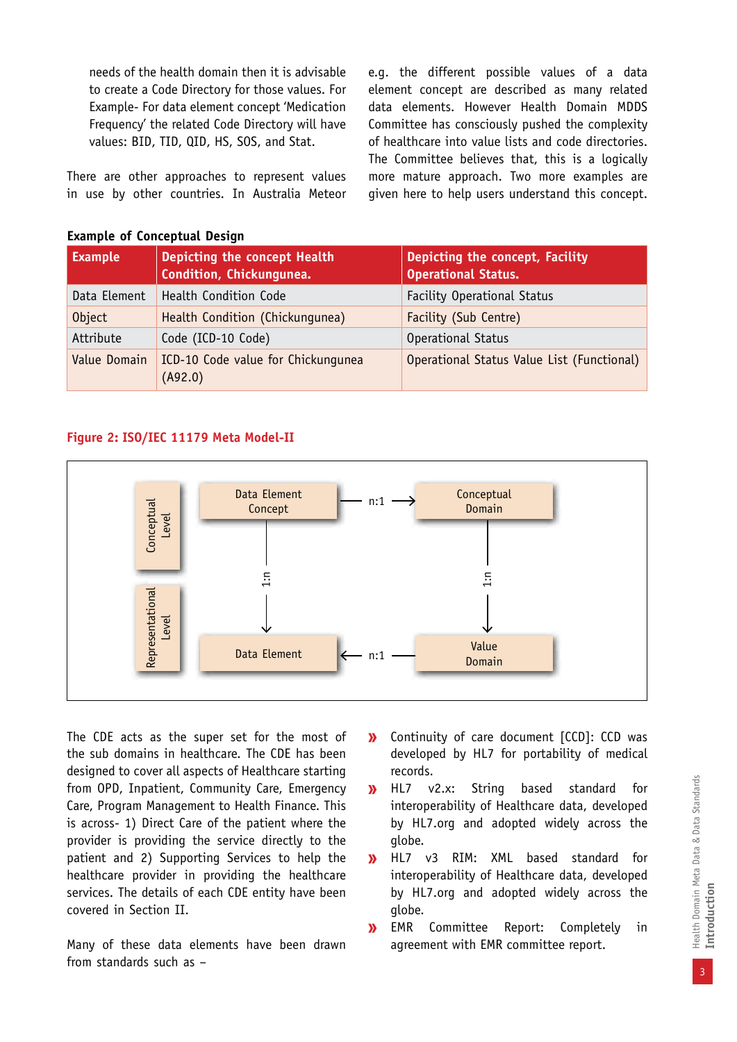needs of the health domain then it is advisable to create a Code Directory for those values. For Example- For data element concept 'Medication Frequency' the related Code Directory will have values: BID, TID, QID, HS, SOS, and Stat.

There are other approaches to represent values in use by other countries. In Australia Meteor e.g. the different possible values of a data element concept are described as many related data elements. However Health Domain MDDS Committee has consciously pushed the complexity of healthcare into value lists and code directories. The Committee believes that, this is a logically more mature approach. Two more examples are given here to help users understand this concept.

**Example of Conceptual Design**

| Example | Depicting the concept Health Condition, Chickungunea. | Depicting the concept, Facility Operational Status. |
|---|---|---|
| Data Element | Health Condition Code | Facility Operational Status |
| Object | Health Condition (Chickungunea) | Facility (Sub Centre) |
| Attribute | Code (ICD-10 Code) | Operational Status |
| Value Domain | ICD-10 Code value for Chickungunea (A92.0) | Operational Status Value List (Functional) |

**Figure 2: ISO/IEC 11179 Meta Model-II**

Conceptual Level: Data Element Concept —n:1→ Conceptual Domain

Data Element Concept —1:n→ Data Element; Conceptual Domain —1:n→ Value Domain

Representational Level: Data Element ←n:1— Value Domain

The CDE acts as the super set for the most of the sub domains in healthcare. The CDE has been designed to cover all aspects of Healthcare starting from OPD, Inpatient, Community Care, Emergency Care, Program Management to Health Finance. This is across- 1) Direct Care of the patient where the provider is providing the service directly to the patient and 2) Supporting Services to help the healthcare provider in providing the healthcare services. The details of each CDE entity have been covered in Section II.

Many of these data elements have been drawn from standards such as –

- Continuity of care document [CCD]: CCD was developed by HL7 for portability of medical records.
- HL7 v2.x: String based standard for interoperability of Healthcare data, developed by HL7.org and adopted widely across the globe.
- HL7 v3 RIM: XML based standard for interoperability of Healthcare data, developed by HL7.org and adopted widely across the globe.
- EMR Committee Report: Completely in agreement with EMR committee report.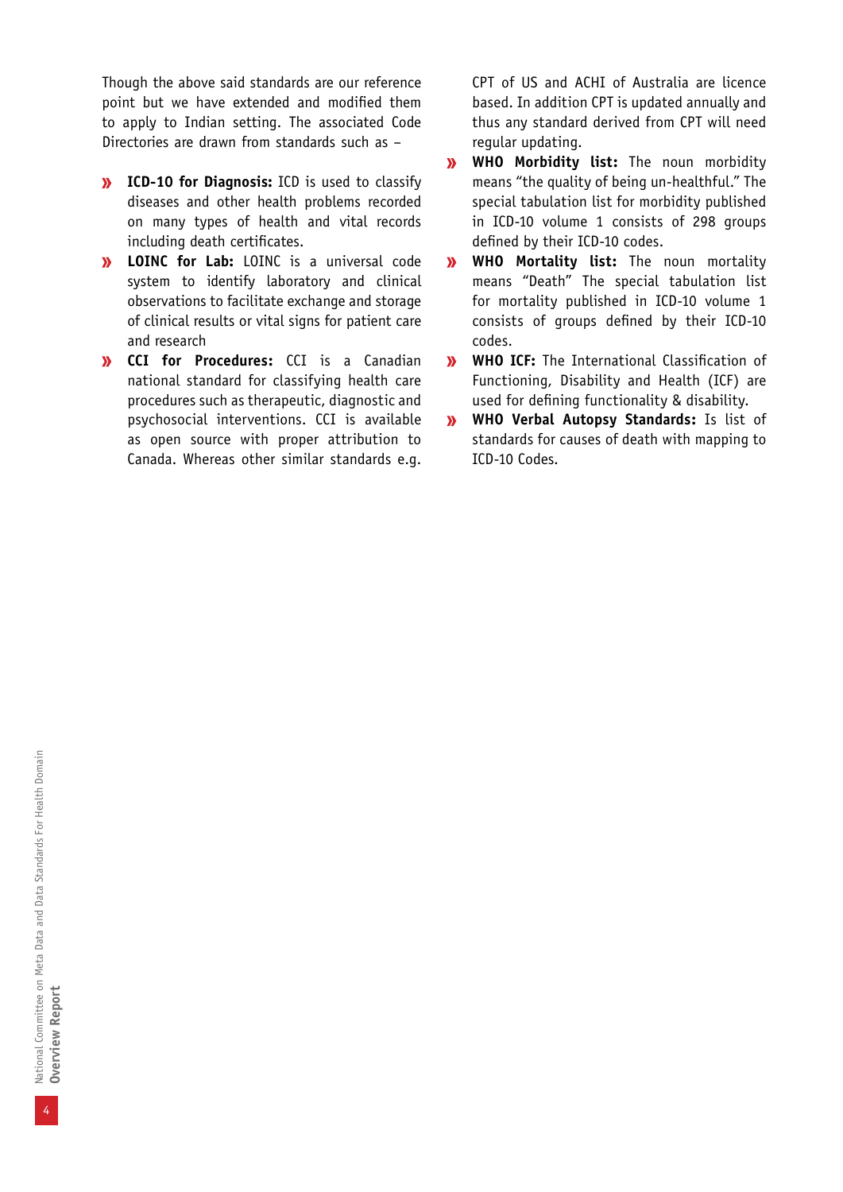Though the above said standards are our reference point but we have extended and modified them to apply to Indian setting. The associated Code Directories are drawn from standards such as –

- **ICD-10 for Diagnosis:** ICD is used to classify diseases and other health problems recorded on many types of health and vital records including death certificates.
- **LOINC for Lab:** LOINC is a universal code system to identify laboratory and clinical observations to facilitate exchange and storage of clinical results or vital signs for patient care and research
- **CCI for Procedures:** CCI is a Canadian national standard for classifying health care procedures such as therapeutic, diagnostic and psychosocial interventions. CCI is available as open source with proper attribution to Canada. Whereas other similar standards e.g. CPT of US and ACHI of Australia are licence based. In addition CPT is updated annually and thus any standard derived from CPT will need regular updating.
- **WHO Morbidity list:** The noun morbidity means "the quality of being un-healthful." The special tabulation list for morbidity published in ICD-10 volume 1 consists of 298 groups defined by their ICD-10 codes.
- **WHO Mortality list:** The noun mortality means "Death" The special tabulation list for mortality published in ICD-10 volume 1 consists of groups defined by their ICD-10 codes.
- **WHO ICF:** The International Classification of Functioning, Disability and Health (ICF) are used for defining functionality & disability.
- **WHO Verbal Autopsy Standards:** Is list of standards for causes of death with mapping to ICD-10 Codes.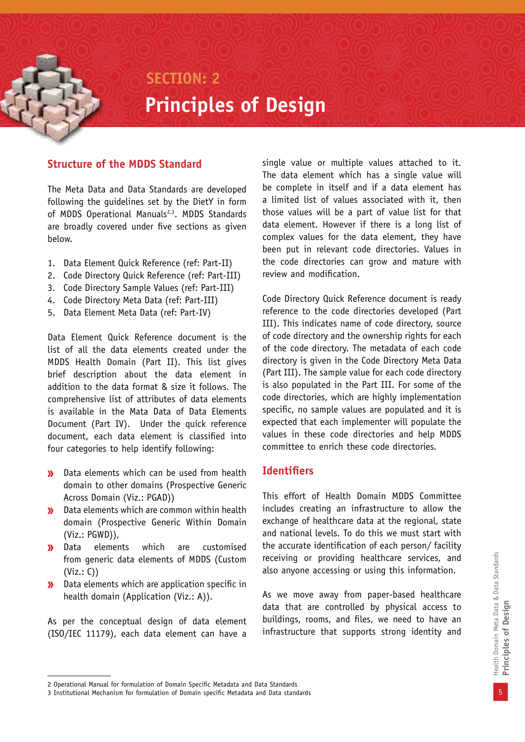# SECTION: 2

# Principles of Design

## Structure of the MDDS Standard

The Meta Data and Data Standards are developed following the guidelines set by the DietY in form of MDDS Operational Manuals[2,3]. MDDS Standards are broadly covered under five sections as given below.

1. Data Element Quick Reference (ref: Part-II)
2. Code Directory Quick Reference (ref: Part-III)
3. Code Directory Sample Values (ref: Part-III)
4. Code Directory Meta Data (ref: Part-III)
5. Data Element Meta Data (ref: Part-IV)

Data Element Quick Reference document is the list of all the data elements created under the MDDS Health Domain (Part II). This list gives brief description about the data element in addition to the data format & size it follows. The comprehensive list of attributes of data elements is available in the Mata Data of Data Elements Document (Part IV). Under the quick reference document, each data element is classified into four categories to help identify following:

- Data elements which can be used from health domain to other domains (Prospective Generic Across Domain (Viz.: PGAD))
- Data elements which are common within health domain (Prospective Generic Within Domain (Viz.: PGWD)),
- Data elements which are customised from generic data elements of MDDS (Custom (Viz.: C))
- Data elements which are application specific in health domain (Application (Viz.: A)).

As per the conceptual design of data element (ISO/IEC 11179), each data element can have a single value or multiple values attached to it. The data element which has a single value will be complete in itself and if a data element has a limited list of values associated with it, then those values will be a part of value list for that data element. However if there is a long list of complex values for the data element, they have been put in relevant code directories. Values in the code directories can grow and mature with review and modification.

Code Directory Quick Reference document is ready reference to the code directories developed (Part III). This indicates name of code directory, source of code directory and the ownership rights for each of the code directory. The metadata of each code directory is given in the Code Directory Meta Data (Part III). The sample value for each code directory is also populated in the Part III. For some of the code directories, which are highly implementation specific, no sample values are populated and it is expected that each implementer will populate the values in these code directories and help MDDS committee to enrich these code directories.

## Identifiers

This effort of Health Domain MDDS Committee includes creating an infrastructure to allow the exchange of healthcare data at the regional, state and national levels. To do this we must start with the accurate identification of each person/ facility receiving or providing healthcare services, and also anyone accessing or using this information.

As we move away from paper-based healthcare data that are controlled by physical access to buildings, rooms, and files, we need to have an infrastructure that supports strong identity and

---

2 Operational Manual for formulation of Domain Specific Metadata and Data Standards
3 Institutional Mechanism for formulation of Domain specific Metadata and Data standards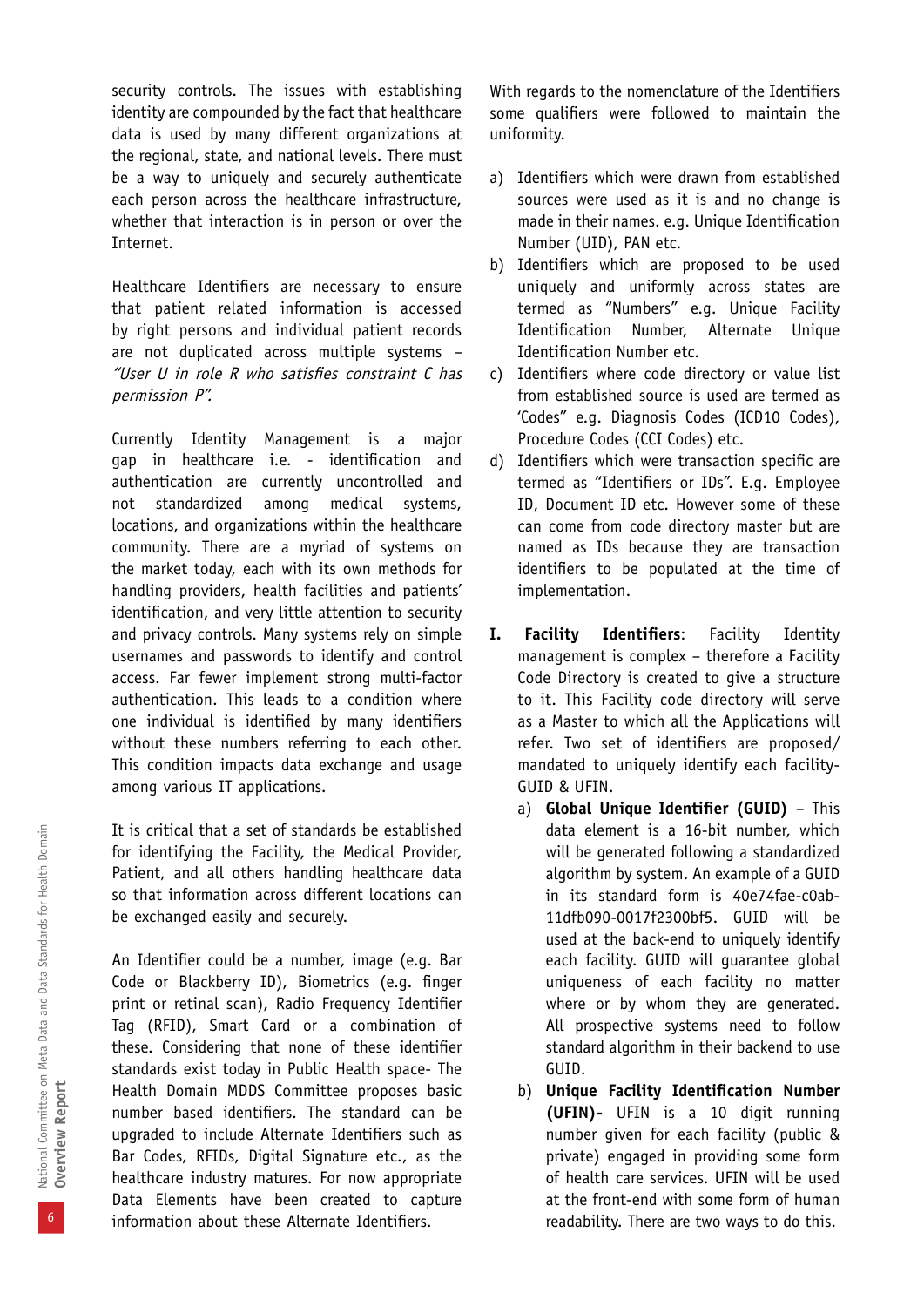security controls. The issues with establishing identity are compounded by the fact that healthcare data is used by many different organizations at the regional, state, and national levels. There must be a way to uniquely and securely authenticate each person across the healthcare infrastructure, whether that interaction is in person or over the Internet.

Healthcare Identifiers are necessary to ensure that patient related information is accessed by right persons and individual patient records are not duplicated across multiple systems – *"User U in role R who satisfies constraint C has permission P".*

Currently Identity Management is a major gap in healthcare i.e. - identification and authentication are currently uncontrolled and not standardized among medical systems, locations, and organizations within the healthcare community. There are a myriad of systems on the market today, each with its own methods for handling providers, health facilities and patients' identification, and very little attention to security and privacy controls. Many systems rely on simple usernames and passwords to identify and control access. Far fewer implement strong multi-factor authentication. This leads to a condition where one individual is identified by many identifiers without these numbers referring to each other. This condition impacts data exchange and usage among various IT applications.

It is critical that a set of standards be established for identifying the Facility, the Medical Provider, Patient, and all others handling healthcare data so that information across different locations can be exchanged easily and securely.

An Identifier could be a number, image (e.g. Bar Code or Blackberry ID), Biometrics (e.g. finger print or retinal scan), Radio Frequency Identifier Tag (RFID), Smart Card or a combination of these. Considering that none of these identifier standards exist today in Public Health space- The Health Domain MDDS Committee proposes basic number based identifiers. The standard can be upgraded to include Alternate Identifiers such as Bar Codes, RFIDs, Digital Signature etc., as the healthcare industry matures. For now appropriate Data Elements have been created to capture information about these Alternate Identifiers.

With regards to the nomenclature of the Identifiers some qualifiers were followed to maintain the uniformity.

a) Identifiers which were drawn from established sources were used as it is and no change is made in their names. e.g. Unique Identification Number (UID), PAN etc.
b) Identifiers which are proposed to be used uniquely and uniformly across states are termed as "Numbers" e.g. Unique Facility Identification Number, Alternate Unique Identification Number etc.
c) Identifiers where code directory or value list from established source is used are termed as 'Codes" e.g. Diagnosis Codes (ICD10 Codes), Procedure Codes (CCI Codes) etc.
d) Identifiers which were transaction specific are termed as "Identifiers or IDs". E.g. Employee ID, Document ID etc. However some of these can come from code directory master but are named as IDs because they are transaction identifiers to be populated at the time of implementation.

**I. Facility Identifiers**: Facility Identity management is complex – therefore a Facility Code Directory is created to give a structure to it. This Facility code directory will serve as a Master to which all the Applications will refer. Two set of identifiers are proposed/ mandated to uniquely identify each facility- GUID & UFIN.

   a) **Global Unique Identifier (GUID)** – This data element is a 16-bit number, which will be generated following a standardized algorithm by system. An example of a GUID in its standard form is 40e74fae-c0ab-11dfb090-0017f2300bf5. GUID will be used at the back-end to uniquely identify each facility. GUID will guarantee global uniqueness of each facility no matter where or by whom they are generated. All prospective systems need to follow standard algorithm in their backend to use GUID.
   b) **Unique Facility Identification Number (UFIN)-** UFIN is a 10 digit running number given for each facility (public & private) engaged in providing some form of health care services. UFIN will be used at the front-end with some form of human readability. There are two ways to do this.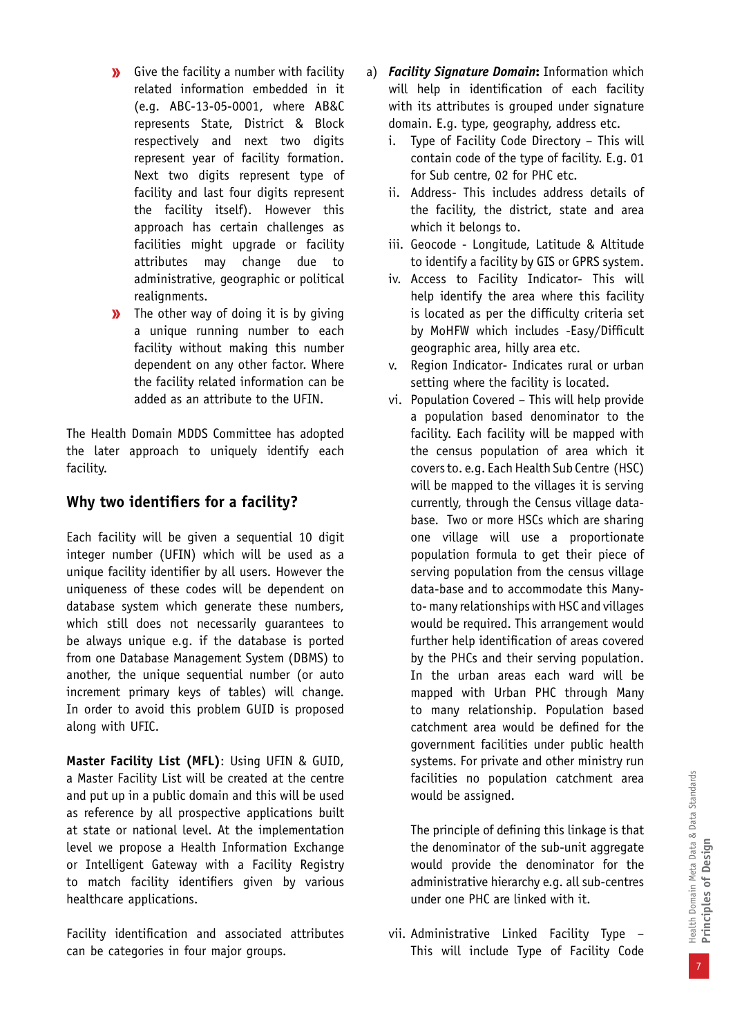- Give the facility a number with facility related information embedded in it (e.g. ABC-13-05-0001, where AB&C represents State, District & Block respectively and next two digits represent year of facility formation. Next two digits represent type of facility and last four digits represent the facility itself). However this approach has certain challenges as facilities might upgrade or facility attributes may change due to administrative, geographic or political realignments.
- The other way of doing it is by giving a unique running number to each facility without making this number dependent on any other factor. Where the facility related information can be added as an attribute to the UFIN.

The Health Domain MDDS Committee has adopted the later approach to uniquely identify each facility.

## Why two identifiers for a facility?

Each facility will be given a sequential 10 digit integer number (UFIN) which will be used as a unique facility identifier by all users. However the uniqueness of these codes will be dependent on database system which generate these numbers, which still does not necessarily guarantees to be always unique e.g. if the database is ported from one Database Management System (DBMS) to another, the unique sequential number (or auto increment primary keys of tables) will change. In order to avoid this problem GUID is proposed along with UFIC.

**Master Facility List (MFL)**: Using UFIN & GUID, a Master Facility List will be created at the centre and put up in a public domain and this will be used as reference by all prospective applications built at state or national level. At the implementation level we propose a Health Information Exchange or Intelligent Gateway with a Facility Registry to match facility identifiers given by various healthcare applications.

Facility identification and associated attributes can be categories in four major groups.

a) ***Facility Signature Domain*:** Information which will help in identification of each facility with its attributes is grouped under signature domain. E.g. type, geography, address etc.

   i. Type of Facility Code Directory – This will contain code of the type of facility. E.g. 01 for Sub centre, 02 for PHC etc.

   ii. Address- This includes address details of the facility, the district, state and area which it belongs to.

   iii. Geocode - Longitude, Latitude & Altitude to identify a facility by GIS or GPRS system.

   iv. Access to Facility Indicator- This will help identify the area where this facility is located as per the difficulty criteria set by MoHFW which includes -Easy/Difficult geographic area, hilly area etc.

   v. Region Indicator- Indicates rural or urban setting where the facility is located.

   vi. Population Covered – This will help provide a population based denominator to the facility. Each facility will be mapped with the census population of area which it covers to. e.g. Each Health Sub Centre (HSC) will be mapped to the villages it is serving currently, through the Census village data-base. Two or more HSCs which are sharing one village will use a proportionate population formula to get their piece of serving population from the census village data-base and to accommodate this Many-to- many relationships with HSC and villages would be required. This arrangement would further help identification of areas covered by the PHCs and their serving population. In the urban areas each ward will be mapped with Urban PHC through Many to many relationship. Population based catchment area would be defined for the government facilities under public health systems. For private and other ministry run facilities no population catchment area would be assigned.

      The principle of defining this linkage is that the denominator of the sub-unit aggregate would provide the denominator for the administrative hierarchy e.g. all sub-centres under one PHC are linked with it.

   vii. Administrative Linked Facility Type – This will include Type of Facility Code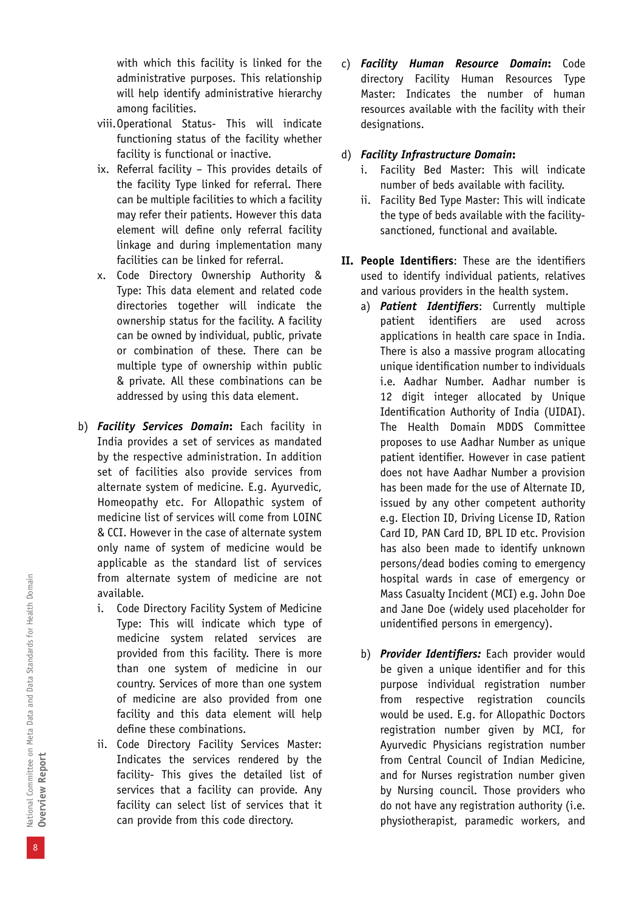with which this facility is linked for the administrative purposes. This relationship will help identify administrative hierarchy among facilities.

viii. Operational Status- This will indicate functioning status of the facility whether facility is functional or inactive.

ix. Referral facility – This provides details of the facility Type linked for referral. There can be multiple facilities to which a facility may refer their patients. However this data element will define only referral facility linkage and during implementation many facilities can be linked for referral.

x. Code Directory Ownership Authority & Type: This data element and related code directories together will indicate the ownership status for the facility. A facility can be owned by individual, public, private or combination of these. There can be multiple type of ownership within public & private. All these combinations can be addressed by using this data element.

b) ***Facility Services Domain*:** Each facility in India provides a set of services as mandated by the respective administration. In addition set of facilities also provide services from alternate system of medicine. E.g. Ayurvedic, Homeopathy etc. For Allopathic system of medicine list of services will come from LOINC & CCI. However in the case of alternate system only name of system of medicine would be applicable as the standard list of services from alternate system of medicine are not available.

   i. Code Directory Facility System of Medicine Type: This will indicate which type of medicine system related services are provided from this facility. There is more than one system of medicine in our country. Services of more than one system of medicine are also provided from one facility and this data element will help define these combinations.

   ii. Code Directory Facility Services Master: Indicates the services rendered by the facility- This gives the detailed list of services that a facility can provide. Any facility can select list of services that it can provide from this code directory.

c) ***Facility Human Resource Domain*:** Code directory Facility Human Resources Type Master: Indicates the number of human resources available with the facility with their designations.

d) ***Facility Infrastructure Domain*:**

   i. Facility Bed Master: This will indicate number of beds available with facility.

   ii. Facility Bed Type Master: This will indicate the type of beds available with the facility- sanctioned, functional and available.

**II. People Identifiers**: These are the identifiers used to identify individual patients, relatives and various providers in the health system.

a) ***Patient Identifiers***: Currently multiple patient identifiers are used across applications in health care space in India. There is also a massive program allocating unique identification number to individuals i.e. Aadhar Number. Aadhar number is 12 digit integer allocated by Unique Identification Authority of India (UIDAI). The Health Domain MDDS Committee proposes to use Aadhar Number as unique patient identifier. However in case patient does not have Aadhar Number a provision has been made for the use of Alternate ID, issued by any other competent authority e.g. Election ID, Driving License ID, Ration Card ID, PAN Card ID, BPL ID etc. Provision has also been made to identify unknown persons/dead bodies coming to emergency hospital wards in case of emergency or Mass Casualty Incident (MCI) e.g. John Doe and Jane Doe (widely used placeholder for unidentified persons in emergency).

b) ***Provider Identifiers:*** Each provider would be given a unique identifier and for this purpose individual registration number from respective registration councils would be used. E.g. for Allopathic Doctors registration number given by MCI, for Ayurvedic Physicians registration number from Central Council of Indian Medicine, and for Nurses registration number given by Nursing council. Those providers who do not have any registration authority (i.e. physiotherapist, paramedic workers, and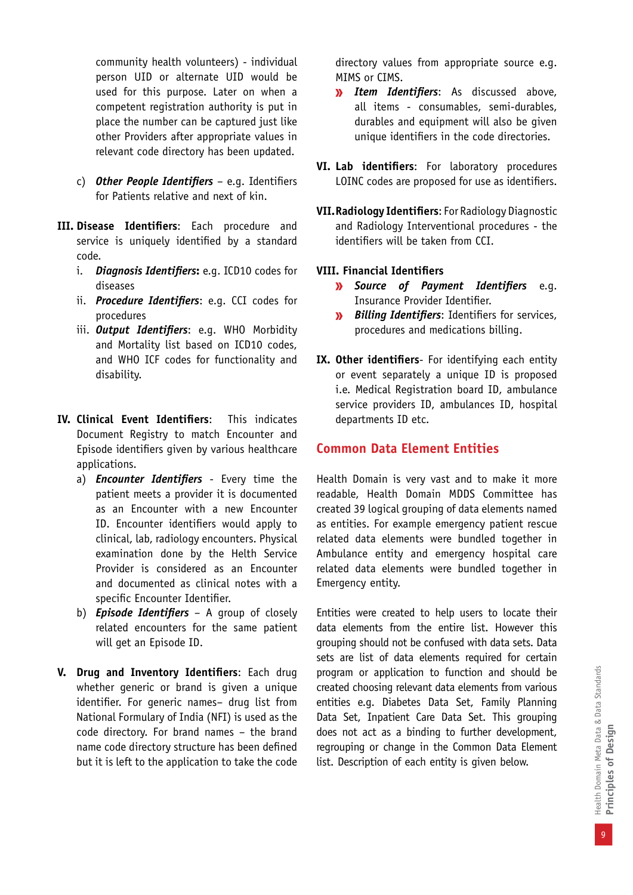community health volunteers) - individual person UID or alternate UID would be used for this purpose. Later on when a competent registration authority is put in place the number can be captured just like other Providers after appropriate values in relevant code directory has been updated.

c) ***Other People Identifiers*** – e.g. Identifiers for Patients relative and next of kin.

**III. Disease Identifiers**: Each procedure and service is uniquely identified by a standard code.

i. ***Diagnosis Identifiers:*** e.g. ICD10 codes for diseases

ii. ***Procedure Identifiers***: e.g. CCI codes for procedures

iii. ***Output Identifiers***: e.g. WHO Morbidity and Mortality list based on ICD10 codes, and WHO ICF codes for functionality and disability.

**IV. Clinical Event Identifiers**: This indicates Document Registry to match Encounter and Episode identifiers given by various healthcare applications.

a) ***Encounter Identifiers*** - Every time the patient meets a provider it is documented as an Encounter with a new Encounter ID. Encounter identifiers would apply to clinical, lab, radiology encounters. Physical examination done by the Helth Service Provider is considered as an Encounter and documented as clinical notes with a specific Encounter Identifier.

b) ***Episode Identifiers*** – A group of closely related encounters for the same patient will get an Episode ID.

**V. Drug and Inventory Identifiers**: Each drug whether generic or brand is given a unique identifier. For generic names– drug list from National Formulary of India (NFI) is used as the code directory. For brand names – the brand name code directory structure has been defined but it is left to the application to take the code directory values from appropriate source e.g. MIMS or CIMS.

» ***Item Identifiers***: As discussed above, all items - consumables, semi-durables, durables and equipment will also be given unique identifiers in the code directories.

**VI. Lab identifiers**: For laboratory procedures LOINC codes are proposed for use as identifiers.

**VII. Radiology Identifiers**: For Radiology Diagnostic and Radiology Interventional procedures - the identifiers will be taken from CCI.

**VIII. Financial Identifiers**

» ***Source of Payment Identifiers*** e.g. Insurance Provider Identifier.

» ***Billing Identifiers***: Identifiers for services, procedures and medications billing.

**IX. Other identifiers**- For identifying each entity or event separately a unique ID is proposed i.e. Medical Registration board ID, ambulance service providers ID, ambulances ID, hospital departments ID etc.

## Common Data Element Entities

Health Domain is very vast and to make it more readable, Health Domain MDDS Committee has created 39 logical grouping of data elements named as entities. For example emergency patient rescue related data elements were bundled together in Ambulance entity and emergency hospital care related data elements were bundled together in Emergency entity.

Entities were created to help users to locate their data elements from the entire list. However this grouping should not be confused with data sets. Data sets are list of data elements required for certain program or application to function and should be created choosing relevant data elements from various entities e.g. Diabetes Data Set, Family Planning Data Set, Inpatient Care Data Set. This grouping does not act as a binding to further development, regrouping or change in the Common Data Element list. Description of each entity is given below.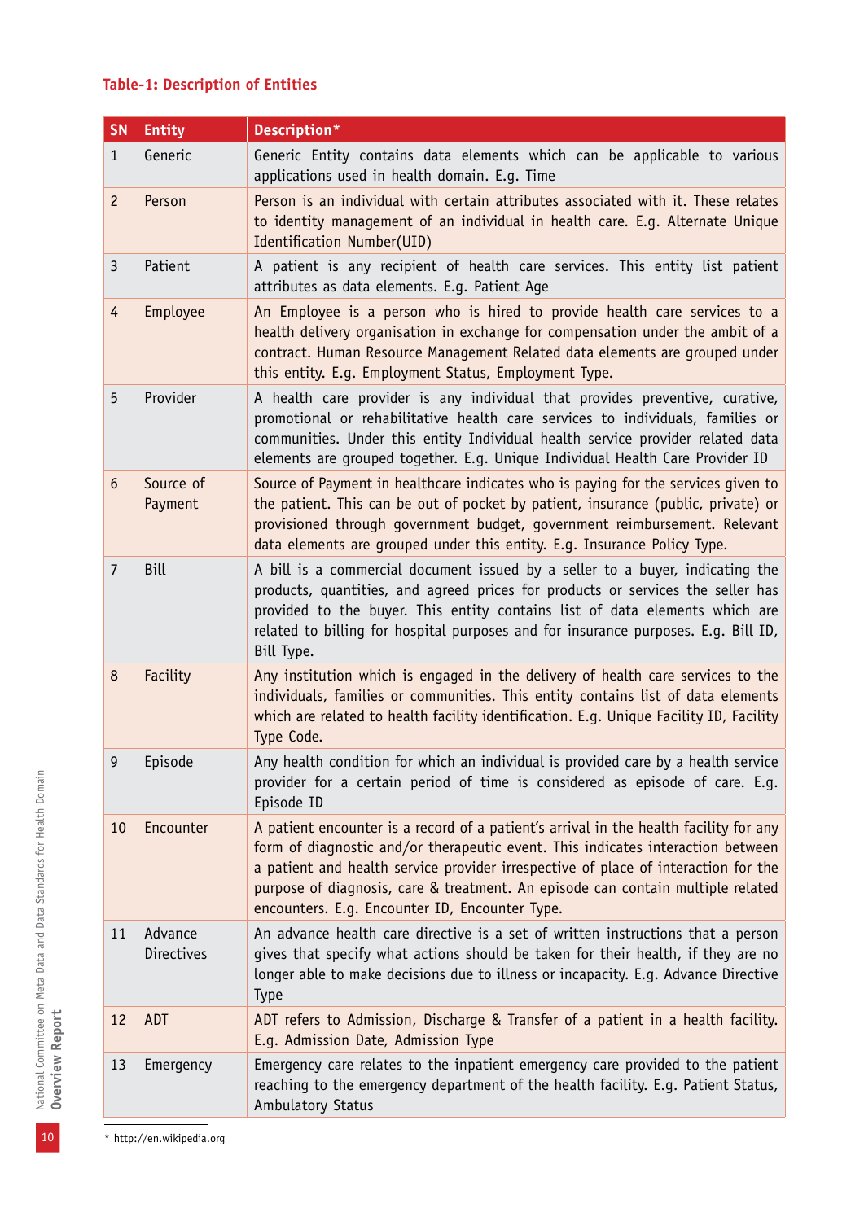**Table-1: Description of Entities**

| SN | Entity | Description* |
|---|---|---|
| 1 | Generic | Generic Entity contains data elements which can be applicable to various applications used in health domain. E.g. Time |
| 2 | Person | Person is an individual with certain attributes associated with it. These relates to identity management of an individual in health care. E.g. Alternate Unique Identification Number(UID) |
| 3 | Patient | A patient is any recipient of health care services. This entity list patient attributes as data elements. E.g. Patient Age |
| 4 | Employee | An Employee is a person who is hired to provide health care services to a health delivery organisation in exchange for compensation under the ambit of a contract. Human Resource Management Related data elements are grouped under this entity. E.g. Employment Status, Employment Type. |
| 5 | Provider | A health care provider is any individual that provides preventive, curative, promotional or rehabilitative health care services to individuals, families or communities. Under this entity Individual health service provider related data elements are grouped together. E.g. Unique Individual Health Care Provider ID |
| 6 | Source of Payment | Source of Payment in healthcare indicates who is paying for the services given to the patient. This can be out of pocket by patient, insurance (public, private) or provisioned through government budget, government reimbursement. Relevant data elements are grouped under this entity. E.g. Insurance Policy Type. |
| 7 | Bill | A bill is a commercial document issued by a seller to a buyer, indicating the products, quantities, and agreed prices for products or services the seller has provided to the buyer. This entity contains list of data elements which are related to billing for hospital purposes and for insurance purposes. E.g. Bill ID, Bill Type. |
| 8 | Facility | Any institution which is engaged in the delivery of health care services to the individuals, families or communities. This entity contains list of data elements which are related to health facility identification. E.g. Unique Facility ID, Facility Type Code. |
| 9 | Episode | Any health condition for which an individual is provided care by a health service provider for a certain period of time is considered as episode of care. E.g. Episode ID |
| 10 | Encounter | A patient encounter is a record of a patient's arrival in the health facility for any form of diagnostic and/or therapeutic event. This indicates interaction between a patient and health service provider irrespective of place of interaction for the purpose of diagnosis, care & treatment. An episode can contain multiple related encounters. E.g. Encounter ID, Encounter Type. |
| 11 | Advance Directives | An advance health care directive is a set of written instructions that a person gives that specify what actions should be taken for their health, if they are no longer able to make decisions due to illness or incapacity. E.g. Advance Directive Type |
| 12 | ADT | ADT refers to Admission, Discharge & Transfer of a patient in a health facility. E.g. Admission Date, Admission Type |
| 13 | Emergency | Emergency care relates to the inpatient emergency care provided to the patient reaching to the emergency department of the health facility. E.g. Patient Status, Ambulatory Status |

* http://en.wikipedia.org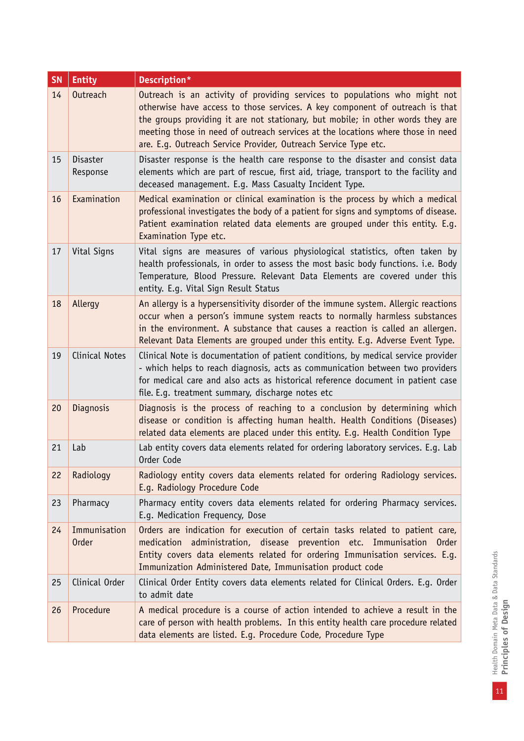| SN | Entity | Description* |
|---|---|---|
| 14 | Outreach | Outreach is an activity of providing services to populations who might not otherwise have access to those services. A key component of outreach is that the groups providing it are not stationary, but mobile; in other words they are meeting those in need of outreach services at the locations where those in need are. E.g. Outreach Service Provider, Outreach Service Type etc. |
| 15 | Disaster Response | Disaster response is the health care response to the disaster and consist data elements which are part of rescue, first aid, triage, transport to the facility and deceased management. E.g. Mass Casualty Incident Type. |
| 16 | Examination | Medical examination or clinical examination is the process by which a medical professional investigates the body of a patient for signs and symptoms of disease. Patient examination related data elements are grouped under this entity. E.g. Examination Type etc. |
| 17 | Vital Signs | Vital signs are measures of various physiological statistics, often taken by health professionals, in order to assess the most basic body functions. i.e. Body Temperature, Blood Pressure. Relevant Data Elements are covered under this entity. E.g. Vital Sign Result Status |
| 18 | Allergy | An allergy is a hypersensitivity disorder of the immune system. Allergic reactions occur when a person's immune system reacts to normally harmless substances in the environment. A substance that causes a reaction is called an allergen. Relevant Data Elements are grouped under this entity. E.g. Adverse Event Type. |
| 19 | Clinical Notes | Clinical Note is documentation of patient conditions, by medical service provider - which helps to reach diagnosis, acts as communication between two providers for medical care and also acts as historical reference document in patient case file. E.g. treatment summary, discharge notes etc |
| 20 | Diagnosis | Diagnosis is the process of reaching to a conclusion by determining which disease or condition is affecting human health. Health Conditions (Diseases) related data elements are placed under this entity. E.g. Health Condition Type |
| 21 | Lab | Lab entity covers data elements related for ordering laboratory services. E.g. Lab Order Code |
| 22 | Radiology | Radiology entity covers data elements related for ordering Radiology services. E.g. Radiology Procedure Code |
| 23 | Pharmacy | Pharmacy entity covers data elements related for ordering Pharmacy services. E.g. Medication Frequency, Dose |
| 24 | Immunisation Order | Orders are indication for execution of certain tasks related to patient care, medication administration, disease prevention etc. Immunisation Order Entity covers data elements related for ordering Immunisation services. E.g. Immunization Administered Date, Immunisation product code |
| 25 | Clinical Order | Clinical Order Entity covers data elements related for Clinical Orders. E.g. Order to admit date |
| 26 | Procedure | A medical procedure is a course of action intended to achieve a result in the care of person with health problems. In this entity health care procedure related data elements are listed. E.g. Procedure Code, Procedure Type |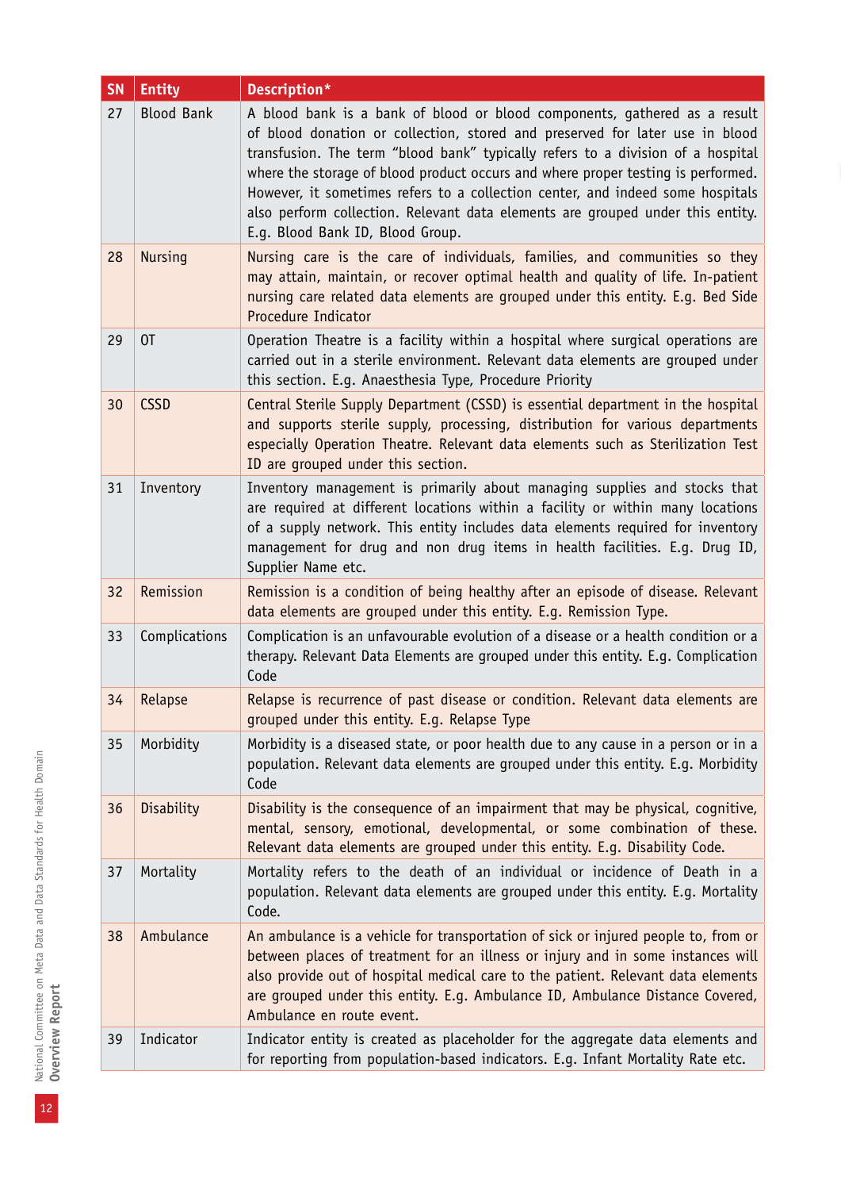| SN | Entity | Description* |
|---|---|---|
| 27 | Blood Bank | A blood bank is a bank of blood or blood components, gathered as a result of blood donation or collection, stored and preserved for later use in blood transfusion. The term "blood bank" typically refers to a division of a hospital where the storage of blood product occurs and where proper testing is performed. However, it sometimes refers to a collection center, and indeed some hospitals also perform collection. Relevant data elements are grouped under this entity. E.g. Blood Bank ID, Blood Group. |
| 28 | Nursing | Nursing care is the care of individuals, families, and communities so they may attain, maintain, or recover optimal health and quality of life. In-patient nursing care related data elements are grouped under this entity. E.g. Bed Side Procedure Indicator |
| 29 | OT | Operation Theatre is a facility within a hospital where surgical operations are carried out in a sterile environment. Relevant data elements are grouped under this section. E.g. Anaesthesia Type, Procedure Priority |
| 30 | CSSD | Central Sterile Supply Department (CSSD) is essential department in the hospital and supports sterile supply, processing, distribution for various departments especially Operation Theatre. Relevant data elements such as Sterilization Test ID are grouped under this section. |
| 31 | Inventory | Inventory management is primarily about managing supplies and stocks that are required at different locations within a facility or within many locations of a supply network. This entity includes data elements required for inventory management for drug and non drug items in health facilities. E.g. Drug ID, Supplier Name etc. |
| 32 | Remission | Remission is a condition of being healthy after an episode of disease. Relevant data elements are grouped under this entity. E.g. Remission Type. |
| 33 | Complications | Complication is an unfavourable evolution of a disease or a health condition or a therapy. Relevant Data Elements are grouped under this entity. E.g. Complication Code |
| 34 | Relapse | Relapse is recurrence of past disease or condition. Relevant data elements are grouped under this entity. E.g. Relapse Type |
| 35 | Morbidity | Morbidity is a diseased state, or poor health due to any cause in a person or in a population. Relevant data elements are grouped under this entity. E.g. Morbidity Code |
| 36 | Disability | Disability is the consequence of an impairment that may be physical, cognitive, mental, sensory, emotional, developmental, or some combination of these. Relevant data elements are grouped under this entity. E.g. Disability Code. |
| 37 | Mortality | Mortality refers to the death of an individual or incidence of Death in a population. Relevant data elements are grouped under this entity. E.g. Mortality Code. |
| 38 | Ambulance | An ambulance is a vehicle for transportation of sick or injured people to, from or between places of treatment for an illness or injury and in some instances will also provide out of hospital medical care to the patient. Relevant data elements are grouped under this entity. E.g. Ambulance ID, Ambulance Distance Covered, Ambulance en route event. |
| 39 | Indicator | Indicator entity is created as placeholder for the aggregate data elements and for reporting from population-based indicators. E.g. Infant Mortality Rate etc. |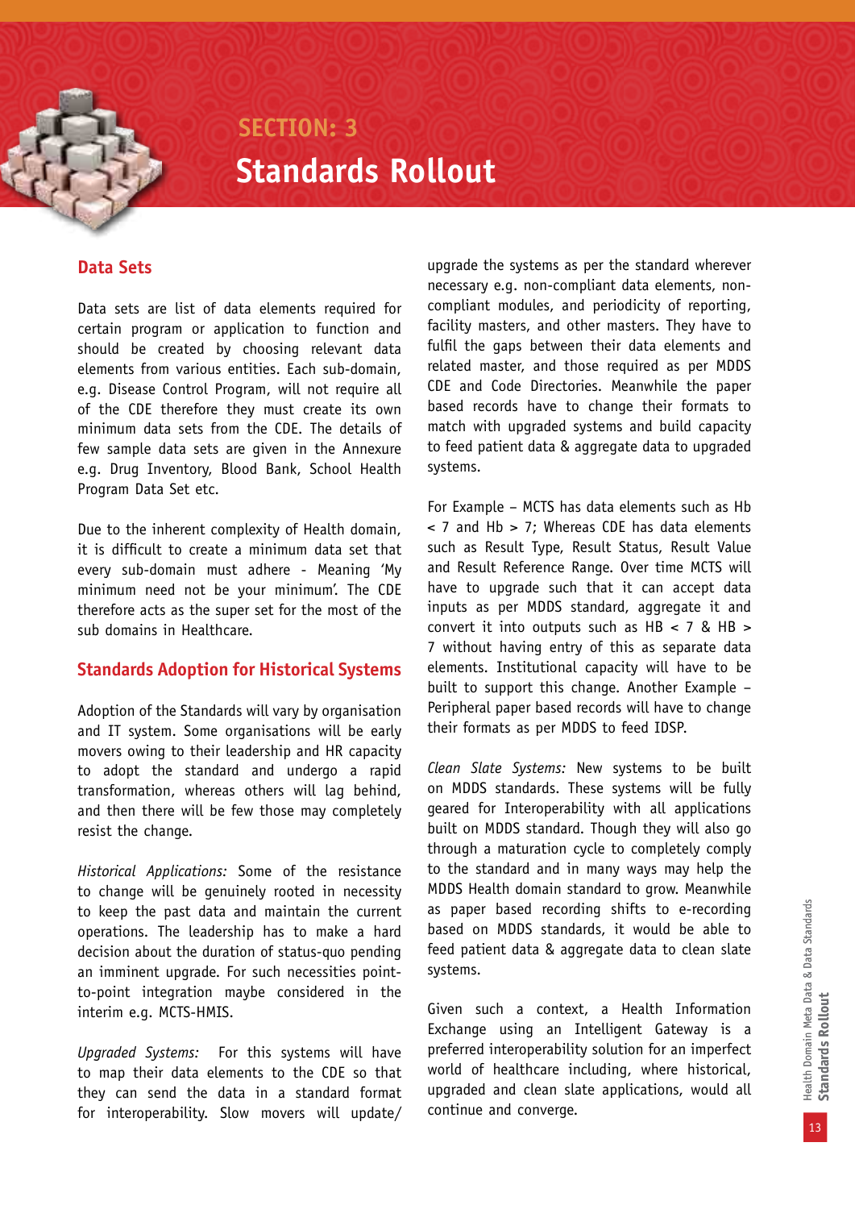# SECTION: 3

# Standards Rollout

## Data Sets

Data sets are list of data elements required for certain program or application to function and should be created by choosing relevant data elements from various entities. Each sub-domain, e.g. Disease Control Program, will not require all of the CDE therefore they must create its own minimum data sets from the CDE. The details of few sample data sets are given in the Annexure e.g. Drug Inventory, Blood Bank, School Health Program Data Set etc.

Due to the inherent complexity of Health domain, it is difficult to create a minimum data set that every sub-domain must adhere - Meaning 'My minimum need not be your minimum'. The CDE therefore acts as the super set for the most of the sub domains in Healthcare.

## Standards Adoption for Historical Systems

Adoption of the Standards will vary by organisation and IT system. Some organisations will be early movers owing to their leadership and HR capacity to adopt the standard and undergo a rapid transformation, whereas others will lag behind, and then there will be few those may completely resist the change.

*Historical Applications:* Some of the resistance to change will be genuinely rooted in necessity to keep the past data and maintain the current operations. The leadership has to make a hard decision about the duration of status-quo pending an imminent upgrade. For such necessities point-to-point integration maybe considered in the interim e.g. MCTS-HMIS.

*Upgraded Systems:* For this systems will have to map their data elements to the CDE so that they can send the data in a standard format for interoperability. Slow movers will update/upgrade the systems as per the standard wherever necessary e.g. non-compliant data elements, non-compliant modules, and periodicity of reporting, facility masters, and other masters. They have to fulfil the gaps between their data elements and related master, and those required as per MDDS CDE and Code Directories. Meanwhile the paper based records have to change their formats to match with upgraded systems and build capacity to feed patient data & aggregate data to upgraded systems.

For Example – MCTS has data elements such as Hb < 7 and Hb > 7; Whereas CDE has data elements such as Result Type, Result Status, Result Value and Result Reference Range. Over time MCTS will have to upgrade such that it can accept data inputs as per MDDS standard, aggregate it and convert it into outputs such as HB < 7 & HB > 7 without having entry of this as separate data elements. Institutional capacity will have to be built to support this change. Another Example – Peripheral paper based records will have to change their formats as per MDDS to feed IDSP.

*Clean Slate Systems:* New systems to be built on MDDS standards. These systems will be fully geared for Interoperability with all applications built on MDDS standard. Though they will also go through a maturation cycle to completely comply to the standard and in many ways may help the MDDS Health domain standard to grow. Meanwhile as paper based recording shifts to e-recording based on MDDS standards, it would be able to feed patient data & aggregate data to clean slate systems.

Given such a context, a Health Information Exchange using an Intelligent Gateway is a preferred interoperability solution for an imperfect world of healthcare including, where historical, upgraded and clean slate applications, would all continue and converge.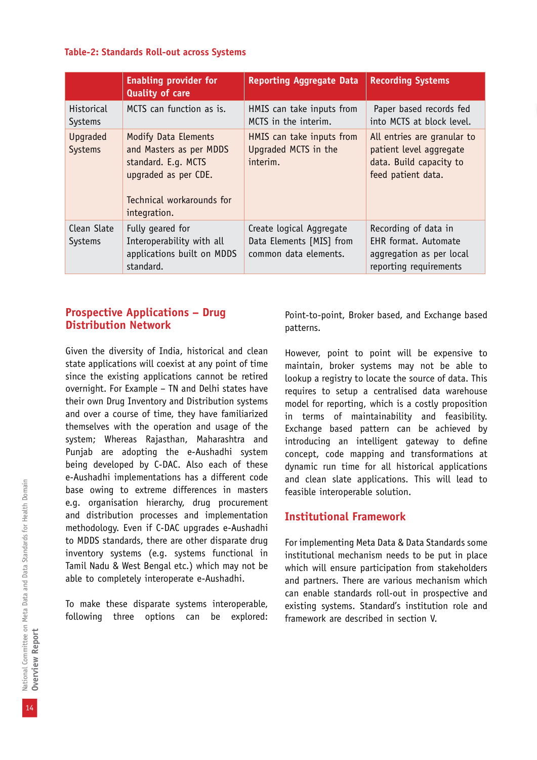**Table-2: Standards Roll-out across Systems**

| | Enabling provider for Quality of care | Reporting Aggregate Data | Recording Systems |
|---|---|---|---|
| Historical Systems | MCTS can function as is. | HMIS can take inputs from MCTS in the interim. | Paper based records fed into MCTS at block level. |
| Upgraded Systems | Modify Data Elements and Masters as per MDDS standard. E.g. MCTS upgraded as per CDE.<br><br>Technical workarounds for integration. | HMIS can take inputs from Upgraded MCTS in the interim. | All entries are granular to patient level aggregate data. Build capacity to feed patient data. |
| Clean Slate Systems | Fully geared for Interoperability with all applications built on MDDS standard. | Create logical Aggregate Data Elements [MIS] from common data elements. | Recording of data in EHR format. Automate aggregation as per local reporting requirements |

## Prospective Applications – Drug Distribution Network

Given the diversity of India, historical and clean state applications will coexist at any point of time since the existing applications cannot be retired overnight. For Example – TN and Delhi states have their own Drug Inventory and Distribution systems and over a course of time, they have familiarized themselves with the operation and usage of the system; Whereas Rajasthan, Maharashtra and Punjab are adopting the e-Aushadhi system being developed by C-DAC. Also each of these e-Aushadhi implementations has a different code base owing to extreme differences in masters e.g. organisation hierarchy, drug procurement and distribution processes and implementation methodology. Even if C-DAC upgrades e-Aushadhi to MDDS standards, there are other disparate drug inventory systems (e.g. systems functional in Tamil Nadu & West Bengal etc.) which may not be able to completely interoperate e-Aushadhi.

To make these disparate systems interoperable, following three options can be explored: Point-to-point, Broker based, and Exchange based patterns.

However, point to point will be expensive to maintain, broker systems may not be able to lookup a registry to locate the source of data. This requires to setup a centralised data warehouse model for reporting, which is a costly proposition in terms of maintainability and feasibility. Exchange based pattern can be achieved by introducing an intelligent gateway to define concept, code mapping and transformations at dynamic run time for all historical applications and clean slate applications. This will lead to feasible interoperable solution.

## Institutional Framework

For implementing Meta Data & Data Standards some institutional mechanism needs to be put in place which will ensure participation from stakeholders and partners. There are various mechanism which can enable standards roll-out in prospective and existing systems. Standard's institution role and framework are described in section V.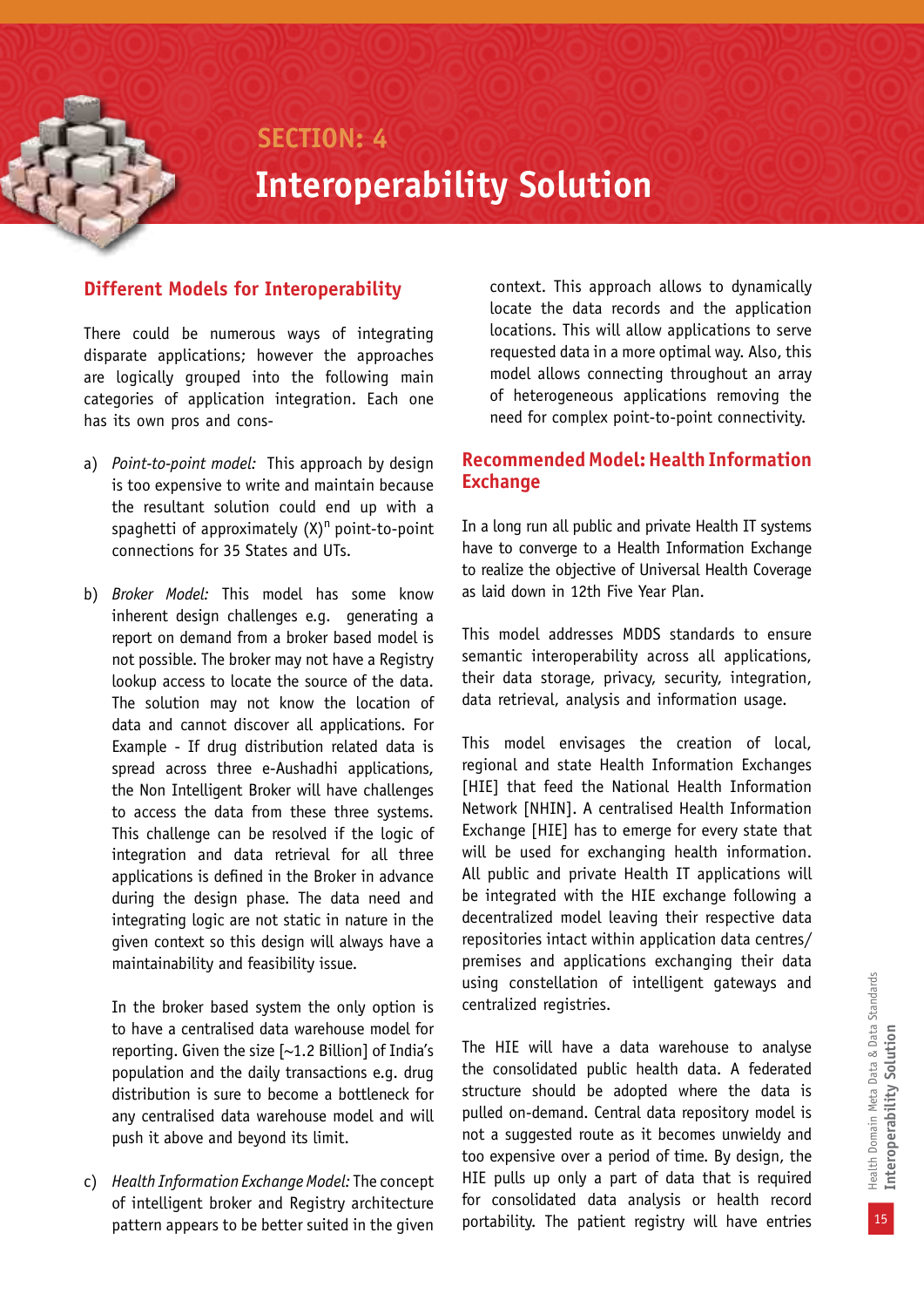## SECTION: 4

# Interoperability Solution

### Different Models for Interoperability

There could be numerous ways of integrating disparate applications; however the approaches are logically grouped into the following main categories of application integration. Each one has its own pros and cons-

a) *Point-to-point model:* This approach by design is too expensive to write and maintain because the resultant solution could end up with a spaghetti of approximately $(X)^n$ point-to-point connections for 35 States and UTs.

b) *Broker Model:* This model has some know inherent design challenges e.g. generating a report on demand from a broker based model is not possible. The broker may not have a Registry lookup access to locate the source of the data. The solution may not know the location of data and cannot discover all applications. For Example - If drug distribution related data is spread across three e-Aushadhi applications, the Non Intelligent Broker will have challenges to access the data from these three systems. This challenge can be resolved if the logic of integration and data retrieval for all three applications is defined in the Broker in advance during the design phase. The data need and integrating logic are not static in nature in the given context so this design will always have a maintainability and feasibility issue.

   In the broker based system the only option is to have a centralised data warehouse model for reporting. Given the size [~1.2 Billion] of India's population and the daily transactions e.g. drug distribution is sure to become a bottleneck for any centralised data warehouse model and will push it above and beyond its limit.

c) *Health Information Exchange Model:* The concept of intelligent broker and Registry architecture pattern appears to be better suited in the given context. This approach allows to dynamically locate the data records and the application locations. This will allow applications to serve requested data in a more optimal way. Also, this model allows connecting throughout an array of heterogeneous applications removing the need for complex point-to-point connectivity.

### Recommended Model: Health Information Exchange

In a long run all public and private Health IT systems have to converge to a Health Information Exchange to realize the objective of Universal Health Coverage as laid down in 12th Five Year Plan.

This model addresses MDDS standards to ensure semantic interoperability across all applications, their data storage, privacy, security, integration, data retrieval, analysis and information usage.

This model envisages the creation of local, regional and state Health Information Exchanges [HIE] that feed the National Health Information Network [NHIN]. A centralised Health Information Exchange [HIE] has to emerge for every state that will be used for exchanging health information. All public and private Health IT applications will be integrated with the HIE exchange following a decentralized model leaving their respective data repositories intact within application data centres/ premises and applications exchanging their data using constellation of intelligent gateways and centralized registries.

The HIE will have a data warehouse to analyse the consolidated public health data. A federated structure should be adopted where the data is pulled on-demand. Central data repository model is not a suggested route as it becomes unwieldy and too expensive over a period of time. By design, the HIE pulls up only a part of data that is required for consolidated data analysis or health record portability. The patient registry will have entries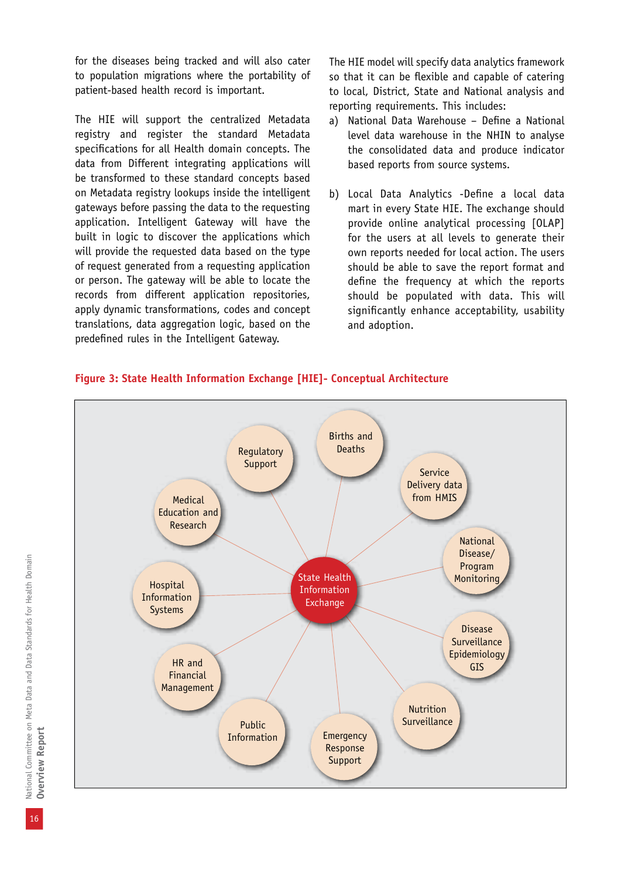for the diseases being tracked and will also cater to population migrations where the portability of patient-based health record is important.

The HIE will support the centralized Metadata registry and register the standard Metadata specifications for all Health domain concepts. The data from Different integrating applications will be transformed to these standard concepts based on Metadata registry lookups inside the intelligent gateways before passing the data to the requesting application. Intelligent Gateway will have the built in logic to discover the applications which will provide the requested data based on the type of request generated from a requesting application or person. The gateway will be able to locate the records from different application repositories, apply dynamic transformations, codes and concept translations, data aggregation logic, based on the predefined rules in the Intelligent Gateway.

The HIE model will specify data analytics framework so that it can be flexible and capable of catering to local, District, State and National analysis and reporting requirements. This includes:

a) National Data Warehouse – Define a National level data warehouse in the NHIN to analyse the consolidated data and produce indicator based reports from source systems.

b) Local Data Analytics -Define a local data mart in every State HIE. The exchange should provide online analytical processing [OLAP] for the users at all levels to generate their own reports needed for local action. The users should be able to save the report format and define the frequency at which the reports should be populated with data. This will significantly enhance acceptability, usability and adoption.

**Figure 3: State Health Information Exchange [HIE]- Conceptual Architecture**

State Health Information Exchange

- Births and Deaths
- Service Delivery data from HMIS
- National Disease/ Program Monitoring
- Disease Surveillance Epidemiology GIS
- Nutrition Surveillance
- Emergency Response Support
- Public Information
- HR and Financial Management
- Hospital Information Systems
- Medical Education and Research
- Regulatory Support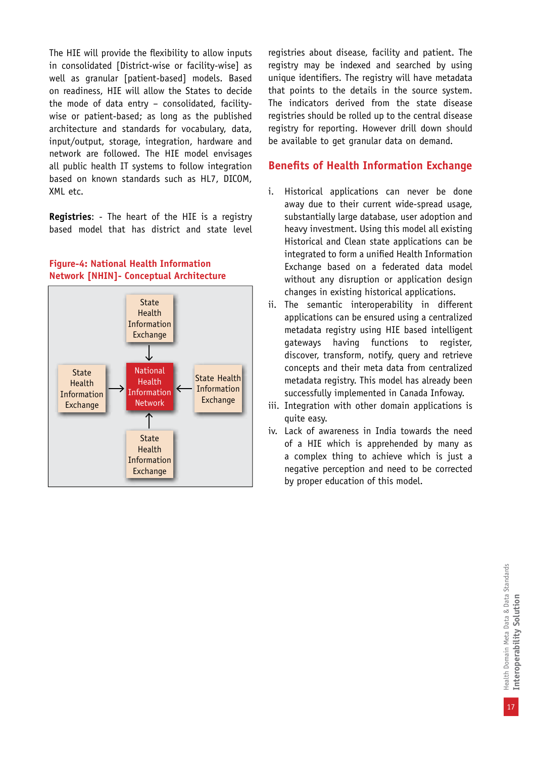The HIE will provide the flexibility to allow inputs in consolidated [District-wise or facility-wise] as well as granular [patient-based] models. Based on readiness, HIE will allow the States to decide the mode of data entry – consolidated, facility-wise or patient-based; as long as the published architecture and standards for vocabulary, data, input/output, storage, integration, hardware and network are followed. The HIE model envisages all public health IT systems to follow integration based on known standards such as HL7, DICOM, XML etc.

**Registries**: - The heart of the HIE is a registry based model that has district and state level registries about disease, facility and patient. The registry may be indexed and searched by using unique identifiers. The registry will have metadata that points to the details in the source system. The indicators derived from the state disease registries should be rolled up to the central disease registry for reporting. However drill down should be available to get granular data on demand.

**Figure-4: National Health Information Network [NHIN]- Conceptual Architecture**

State Health Information Exchange → National Health Information Network ← State Health Information Exchange (four State Health Information Exchanges feeding into the central National Health Information Network)

## Benefits of Health Information Exchange

i. Historical applications can never be done away due to their current wide-spread usage, substantially large database, user adoption and heavy investment. Using this model all existing Historical and Clean state applications can be integrated to form a unified Health Information Exchange based on a federated data model without any disruption or application design changes in existing historical applications.

ii. The semantic interoperability in different applications can be ensured using a centralized metadata registry using HIE based intelligent gateways having functions to register, discover, transform, notify, query and retrieve concepts and their meta data from centralized metadata registry. This model has already been successfully implemented in Canada Infoway.

iii. Integration with other domain applications is quite easy.

iv. Lack of awareness in India towards the need of a HIE which is apprehended by many as a complex thing to achieve which is just a negative perception and need to be corrected by proper education of this model.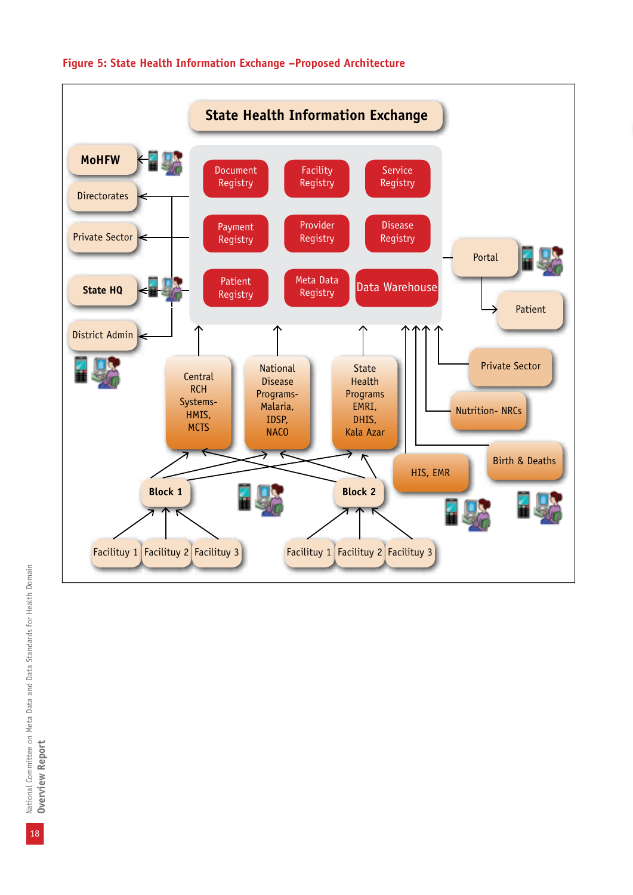**Figure 5: State Health Information Exchange –Proposed Architecture**

State Health Information Exchange

Document Registry | Facility Registry | Service Registry

Payment Registry | Provider Registry | Disease Registry

Patient Registry | Meta Data Registry | Data Warehouse

MoHFW

Directorates

Private Sector

State HQ

District Admin

Portal

Patient

Private Sector

Nutrition- NRCs

Birth & Deaths

HIS, EMR

Central RCH Systems- HMIS, MCTS

National Disease Programs- Malaria, IDSP, NACO

State Health Programs EMRI, DHIS, Kala Azar

Block 1

Block 2

Facilituy 1 | Facilituy 2 | Facilituy 3

Facilituy 1 | Facilituy 2 | Facilituy 3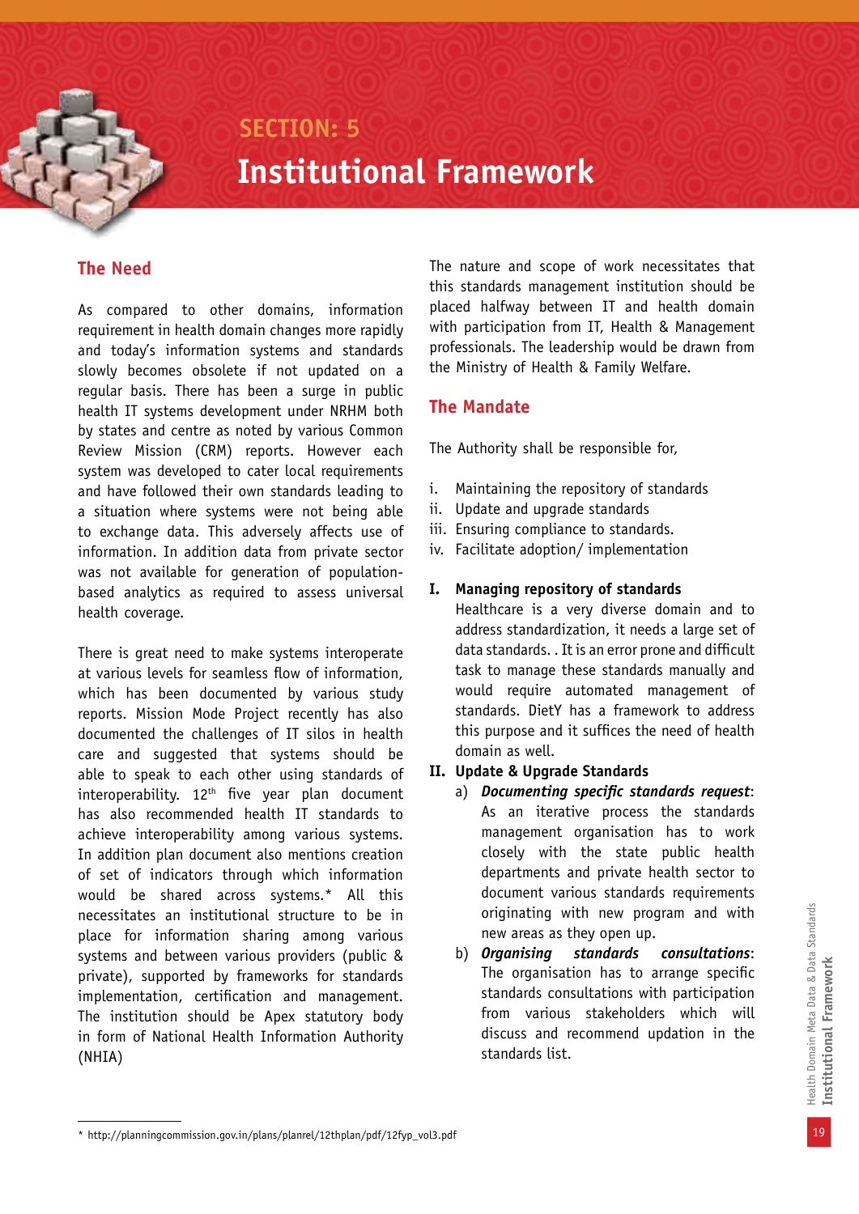# SECTION: 5

# Institutional Framework

## The Need

As compared to other domains, information requirement in health domain changes more rapidly and today's information systems and standards slowly becomes obsolete if not updated on a regular basis. There has been a surge in public health IT systems development under NRHM both by states and centre as noted by various Common Review Mission (CRM) reports. However each system was developed to cater local requirements and have followed their own standards leading to a situation where systems were not being able to exchange data. This adversely affects use of information. In addition data from private sector was not available for generation of population-based analytics as required to assess universal health coverage.

There is great need to make systems interoperate at various levels for seamless flow of information, which has been documented by various study reports. Mission Mode Project recently has also documented the challenges of IT silos in health care and suggested that systems should be able to speak to each other using standards of interoperability. 12[th] five year plan document has also recommended health IT standards to achieve interoperability among various systems. In addition plan document also mentions creation of set of indicators through which information would be shared across systems.* All this necessitates an institutional structure to be in place for information sharing among various systems and between various providers (public & private), supported by frameworks for standards implementation, certification and management. The institution should be Apex statutory body in form of National Health Information Authority (NHIA)

The nature and scope of work necessitates that this standards management institution should be placed halfway between IT and health domain with participation from IT, Health & Management professionals. The leadership would be drawn from the Ministry of Health & Family Welfare.

## The Mandate

The Authority shall be responsible for,

i. Maintaining the repository of standards
ii. Update and upgrade standards
iii. Ensuring compliance to standards.
iv. Facilitate adoption/ implementation

**I. Managing repository of standards**

Healthcare is a very diverse domain and to address standardization, it needs a large set of data standards. . It is an error prone and difficult task to manage these standards manually and would require automated management of standards. DietY has a framework to address this purpose and it suffices the need of health domain as well.

**II. Update & Upgrade Standards**

a) ***Documenting specific standards request***: As an iterative process the standards management organisation has to work closely with the state public health departments and private health sector to document various standards requirements originating with new program and with new areas as they open up.

b) ***Organising standards consultations***: The organisation has to arrange specific standards consultations with participation from various stakeholders which will discuss and recommend updation in the standards list.

* http://planningcommission.gov.in/plans/planrel/12thplan/pdf/12fyp_vol3.pdf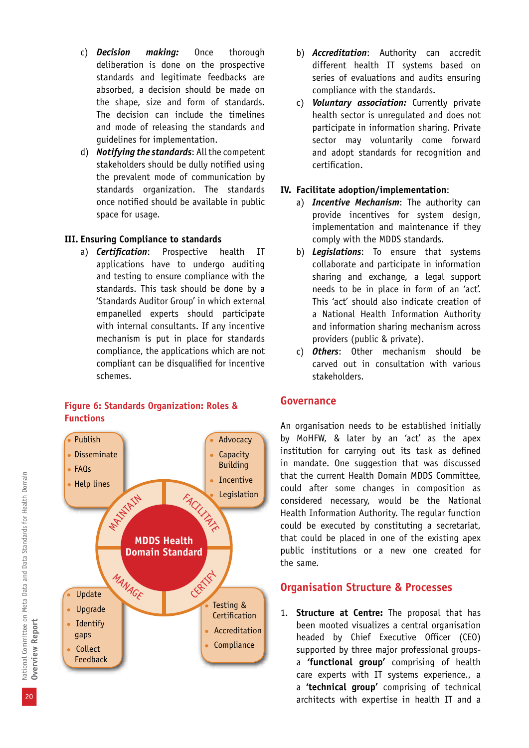c) ***Decision making:*** Once thorough deliberation is done on the prospective standards and legitimate feedbacks are absorbed, a decision should be made on the shape, size and form of standards. The decision can include the timelines and mode of releasing the standards and guidelines for implementation.

d) ***Notifying the standards***: All the competent stakeholders should be dully notified using the prevalent mode of communication by standards organization. The standards once notified should be available in public space for usage.

**III. Ensuring Compliance to standards**

a) ***Certification***: Prospective health IT applications have to undergo auditing and testing to ensure compliance with the standards. This task should be done by a 'Standards Auditor Group' in which external empanelled experts should participate with internal consultants. If any incentive mechanism is put in place for standards compliance, the applications which are not compliant can be disqualified for incentive schemes.

**Figure 6: Standards Organization: Roles & Functions**

- MDDS Health Domain Standard
  - MAINTAIN: Publish; Disseminate; FAQs; Help lines
  - FACILITATE: Advocacy; Capacity Building; Incentive; Legislation
  - MANAGE: Update; Upgrade; Identify gaps; Collect Feedback
  - CERTIFY: Testing & Certification; Accreditation; Compliance

b) ***Accreditation***: Authority can accredit different health IT systems based on series of evaluations and audits ensuring compliance with the standards.

c) ***Voluntary association:*** Currently private health sector is unregulated and does not participate in information sharing. Private sector may voluntarily come forward and adopt standards for recognition and certification.

**IV. Facilitate adoption/implementation**:

a) ***Incentive Mechanism***: The authority can provide incentives for system design, implementation and maintenance if they comply with the MDDS standards.

b) ***Legislations***: To ensure that systems collaborate and participate in information sharing and exchange, a legal support needs to be in place in form of an 'act'. This 'act' should also indicate creation of a National Health Information Authority and information sharing mechanism across providers (public & private).

c) ***Others***: Other mechanism should be carved out in consultation with various stakeholders.

## Governance

An organisation needs to be established initially by MoHFW, & later by an 'act' as the apex institution for carrying out its task as defined in mandate. One suggestion that was discussed that the current Health Domain MDDS Committee, could after some changes in composition as considered necessary, would be the National Health Information Authority. The regular function could be executed by constituting a secretariat, that could be placed in one of the existing apex public institutions or a new one created for the same.

## Organisation Structure & Processes

1. **Structure at Centre:** The proposal that has been mooted visualizes a central organisation headed by Chief Executive Officer (CEO) supported by three major professional groups- a **'functional group'** comprising of health care experts with IT systems experience., a a **'technical group'** comprising of technical architects with expertise in health IT and a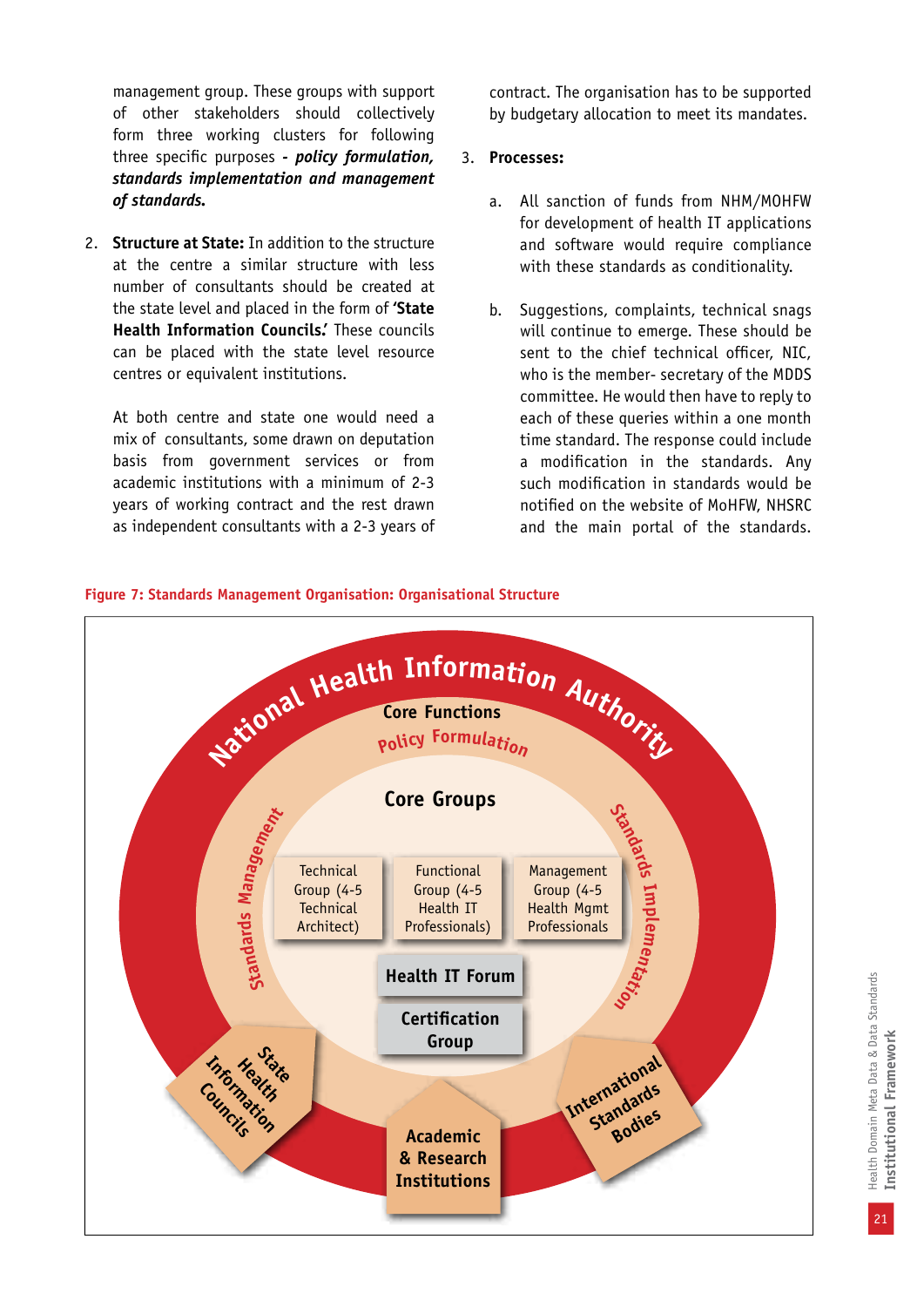management group. These groups with support of other stakeholders should collectively form three working clusters for following three specific purposes - ***policy formulation, standards implementation and management of standards.***

2. **Structure at State:** In addition to the structure at the centre a similar structure with less number of consultants should be created at the state level and placed in the form of **'State Health Information Councils.'** These councils can be placed with the state level resource centres or equivalent institutions.

   At both centre and state one would need a mix of consultants, some drawn on deputation basis from government services or from academic institutions with a minimum of 2-3 years of working contract and the rest drawn as independent consultants with a 2-3 years of contract. The organisation has to be supported by budgetary allocation to meet its mandates.

3. **Processes:**

   a. All sanction of funds from NHM/MOHFW for development of health IT applications and software would require compliance with these standards as conditionality.

   b. Suggestions, complaints, technical snags will continue to emerge. These should be sent to the chief technical officer, NIC, who is the member- secretary of the MDDS committee. He would then have to reply to each of these queries within a one month time standard. The response could include a modification in the standards. Any such modification in standards would be notified on the website of MoHFW, NHSRC and the main portal of the standards.

**Figure 7: Standards Management Organisation: Organisational Structure**

National Health Information Authority

Core Functions

Policy Formulation

Standards Management

Standards Implementation

Core Groups

Technical Group (4-5 Technical Architect)

Functional Group (4-5 Health IT Professionals)

Management Group (4-5 Health Mgmt Professionals

Health IT Forum

Certification Group

State Health Information Councils

Academic & Research Institutions

International Standards Bodies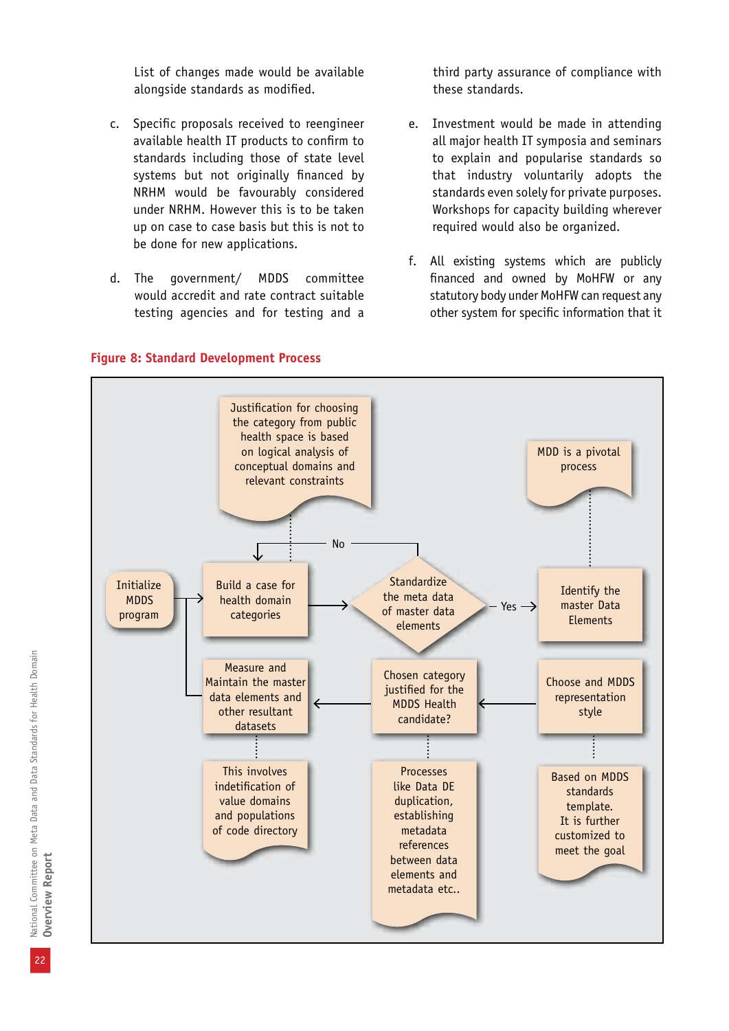List of changes made would be available alongside standards as modified.

c. Specific proposals received to reengineer available health IT products to confirm to standards including those of state level systems but not originally financed by NRHM would be favourably considered under NRHM. However this is to be taken up on case to case basis but this is not to be done for new applications.

d. The government/ MDDS committee would accredit and rate contract suitable testing agencies and for testing and a third party assurance of compliance with these standards.

e. Investment would be made in attending all major health IT symposia and seminars to explain and popularise standards so that industry voluntarily adopts the standards even solely for private purposes. Workshops for capacity building wherever required would also be organized.

f. All existing systems which are publicly financed and owned by MoHFW or any statutory body under MoHFW can request any other system for specific information that it

**Figure 8: Standard Development Process**

Initialize MDDS program → Build a case for health domain categories → Standardize the meta data of master data elements

- Justification for choosing the category from public health space is based on logical analysis of conceptual domains and relevant constraints
- No → Build a case for health domain categories
- Yes → Identify the master Data Elements (MDD is a pivotal process) → Choose and MDDS representation style (Based on MDDS standards template. It is further customized to meet the goal) → Chosen category justified for the MDDS Health candidate? (Processes like Data DE duplication, establishing metadata references between data elements and metadata etc..) → Measure and Maintain the master data elements and other resultant datasets (This involves indetification of value domains and populations of code directory)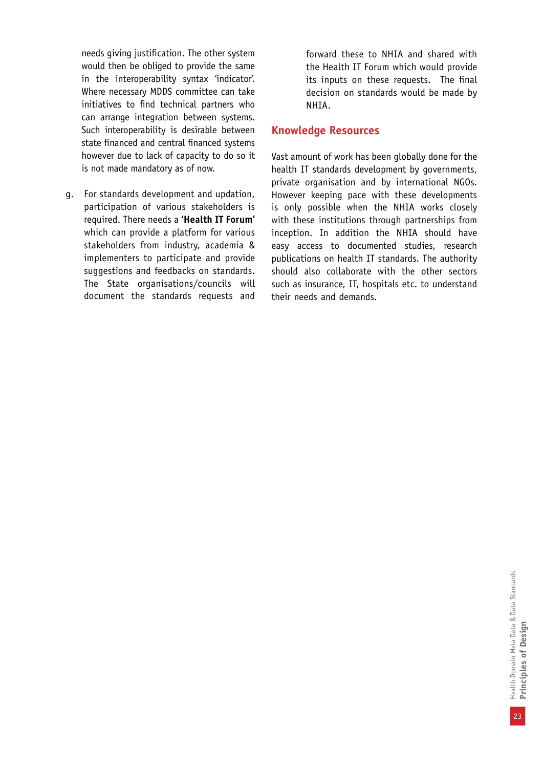needs giving justification. The other system would then be obliged to provide the same in the interoperability syntax 'indicator'. Where necessary MDDS committee can take initiatives to find technical partners who can arrange integration between systems. Such interoperability is desirable between state financed and central financed systems however due to lack of capacity to do so it is not made mandatory as of now.

g. For standards development and updation, participation of various stakeholders is required. There needs a **'Health IT Forum'** which can provide a platform for various stakeholders from industry, academia & implementers to participate and provide suggestions and feedbacks on standards. The State organisations/councils will document the standards requests and forward these to NHIA and shared with the Health IT Forum which would provide its inputs on these requests. The final decision on standards would be made by NHIA.

## Knowledge Resources

Vast amount of work has been globally done for the health IT standards development by governments, private organisation and by international NGOs. However keeping pace with these developments is only possible when the NHIA works closely with these institutions through partnerships from inception. In addition the NHIA should have easy access to documented studies, research publications on health IT standards. The authority should also collaborate with the other sectors such as insurance, IT, hospitals etc. to understand their needs and demands.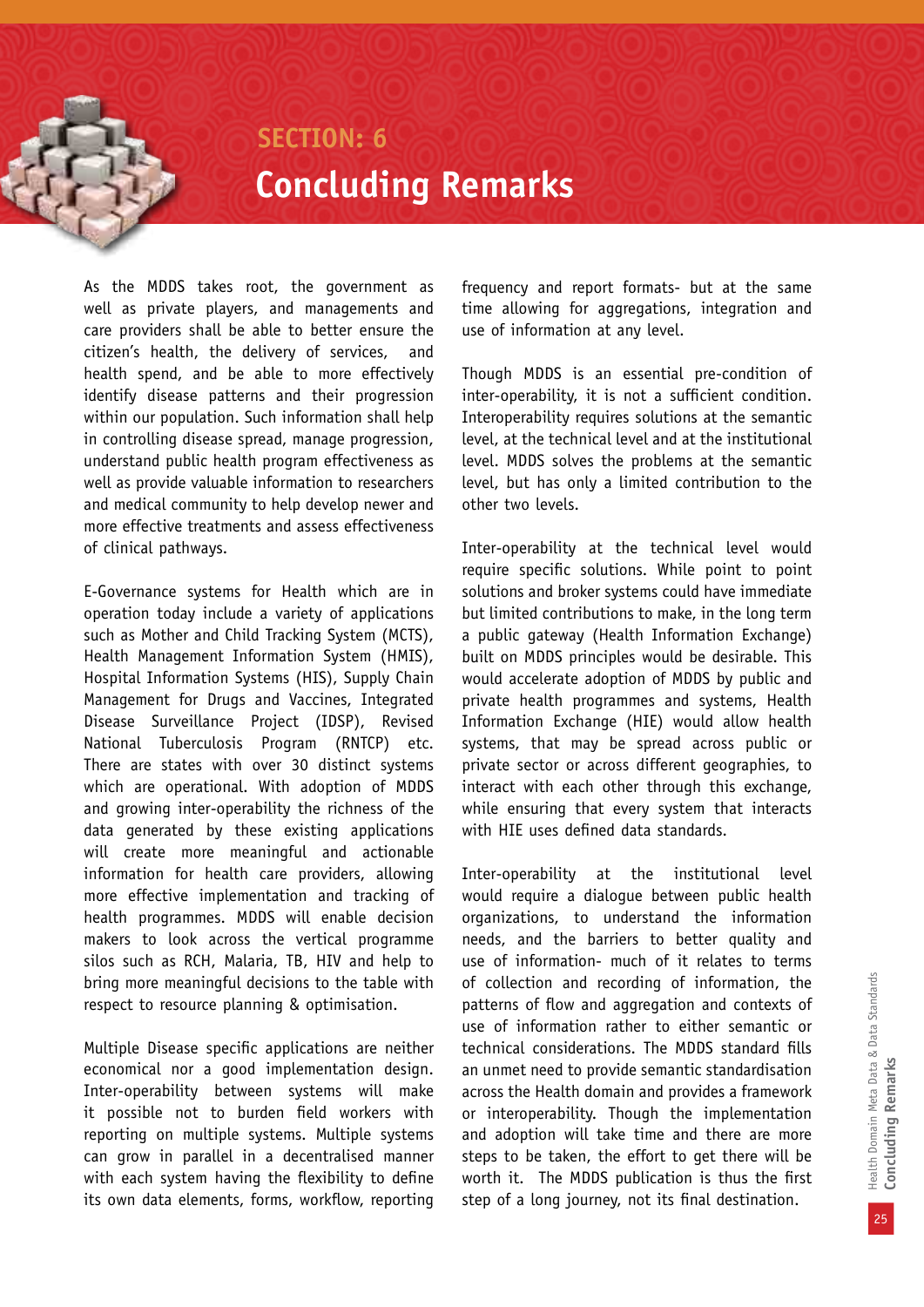## SECTION: 6

# Concluding Remarks

As the MDDS takes root, the government as well as private players, and managements and care providers shall be able to better ensure the citizen's health, the delivery of services, and health spend, and be able to more effectively identify disease patterns and their progression within our population. Such information shall help in controlling disease spread, manage progression, understand public health program effectiveness as well as provide valuable information to researchers and medical community to help develop newer and more effective treatments and assess effectiveness of clinical pathways.

E-Governance systems for Health which are in operation today include a variety of applications such as Mother and Child Tracking System (MCTS), Health Management Information System (HMIS), Hospital Information Systems (HIS), Supply Chain Management for Drugs and Vaccines, Integrated Disease Surveillance Project (IDSP), Revised National Tuberculosis Program (RNTCP) etc. There are states with over 30 distinct systems which are operational. With adoption of MDDS and growing inter-operability the richness of the data generated by these existing applications will create more meaningful and actionable information for health care providers, allowing more effective implementation and tracking of health programmes. MDDS will enable decision makers to look across the vertical programme silos such as RCH, Malaria, TB, HIV and help to bring more meaningful decisions to the table with respect to resource planning & optimisation.

Multiple Disease specific applications are neither economical nor a good implementation design. Inter-operability between systems will make it possible not to burden field workers with reporting on multiple systems. Multiple systems can grow in parallel in a decentralised manner with each system having the flexibility to define its own data elements, forms, workflow, reporting frequency and report formats- but at the same time allowing for aggregations, integration and use of information at any level.

Though MDDS is an essential pre-condition of inter-operability, it is not a sufficient condition. Interoperability requires solutions at the semantic level, at the technical level and at the institutional level. MDDS solves the problems at the semantic level, but has only a limited contribution to the other two levels.

Inter-operability at the technical level would require specific solutions. While point to point solutions and broker systems could have immediate but limited contributions to make, in the long term a public gateway (Health Information Exchange) built on MDDS principles would be desirable. This would accelerate adoption of MDDS by public and private health programmes and systems, Health Information Exchange (HIE) would allow health systems, that may be spread across public or private sector or across different geographies, to interact with each other through this exchange, while ensuring that every system that interacts with HIE uses defined data standards.

Inter-operability at the institutional level would require a dialogue between public health organizations, to understand the information needs, and the barriers to better quality and use of information- much of it relates to terms of collection and recording of information, the patterns of flow and aggregation and contexts of use of information rather to either semantic or technical considerations. The MDDS standard fills an unmet need to provide semantic standardisation across the Health domain and provides a framework or interoperability. Though the implementation and adoption will take time and there are more steps to be taken, the effort to get there will be worth it. The MDDS publication is thus the first step of a long journey, not its final destination.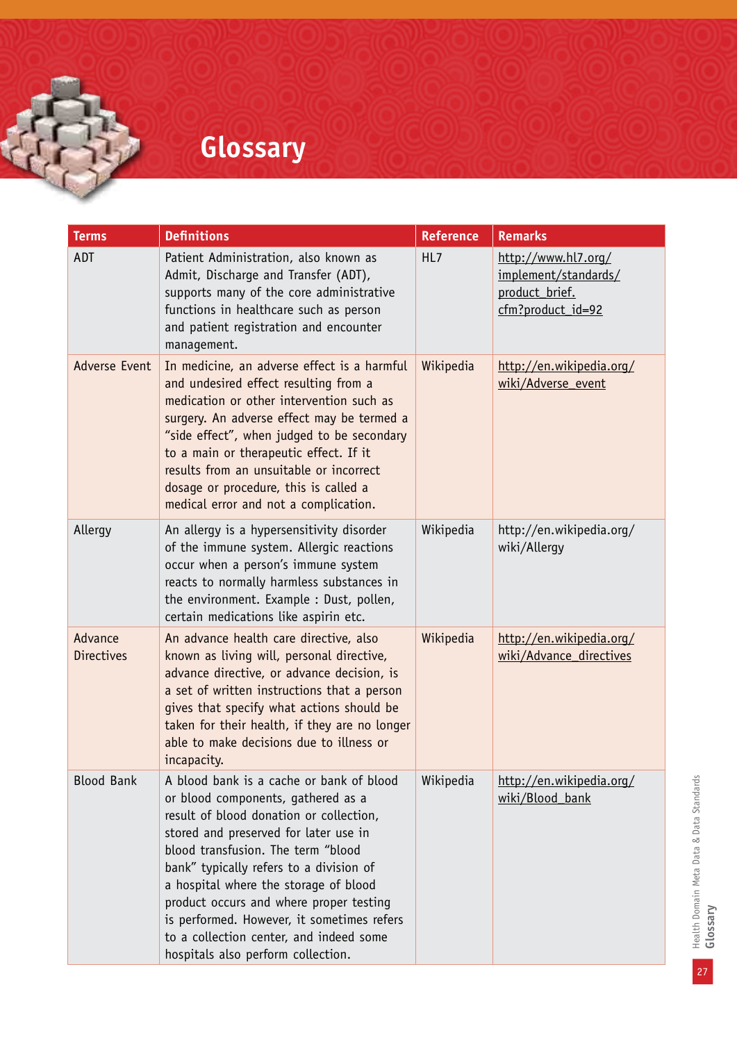# Glossary

| Terms | Definitions | Reference | Remarks |
|---|---|---|---|
| ADT | Patient Administration, also known as Admit, Discharge and Transfer (ADT), supports many of the core administrative functions in healthcare such as person and patient registration and encounter management. | HL7 | http://www.hl7.org/implement/standards/product_brief.cfm?product_id=92 |
| Adverse Event | In medicine, an adverse effect is a harmful and undesired effect resulting from a medication or other intervention such as surgery. An adverse effect may be termed a "side effect", when judged to be secondary to a main or therapeutic effect. If it results from an unsuitable or incorrect dosage or procedure, this is called a medical error and not a complication. | Wikipedia | http://en.wikipedia.org/wiki/Adverse_event |
| Allergy | An allergy is a hypersensitivity disorder of the immune system. Allergic reactions occur when a person's immune system reacts to normally harmless substances in the environment. Example : Dust, pollen, certain medications like aspirin etc. | Wikipedia | http://en.wikipedia.org/wiki/Allergy |
| Advance Directives | An advance health care directive, also known as living will, personal directive, advance directive, or advance decision, is a set of written instructions that a person gives that specify what actions should be taken for their health, if they are no longer able to make decisions due to illness or incapacity. | Wikipedia | http://en.wikipedia.org/wiki/Advance_directives |
| Blood Bank | A blood bank is a cache or bank of blood or blood components, gathered as a result of blood donation or collection, stored and preserved for later use in blood transfusion. The term "blood bank" typically refers to a division of a hospital where the storage of blood product occurs and where proper testing is performed. However, it sometimes refers to a collection center, and indeed some hospitals also perform collection. | Wikipedia | http://en.wikipedia.org/wiki/Blood_bank |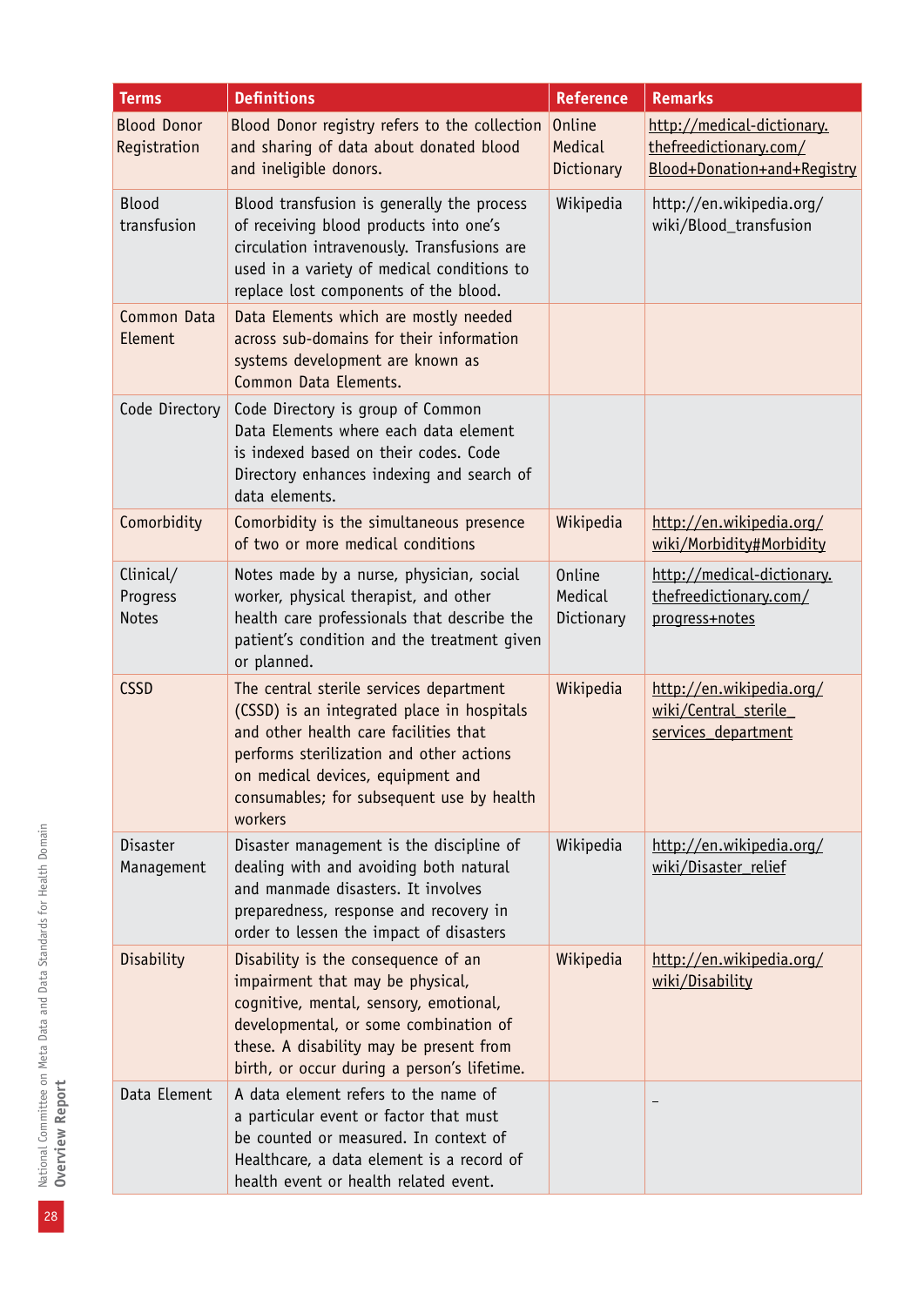| Terms | Definitions | Reference | Remarks |
|---|---|---|---|
| Blood Donor Registration | Blood Donor registry refers to the collection and sharing of data about donated blood and ineligible donors. | Online Medical Dictionary | http://medical-dictionary.thefreedictionary.com/Blood+Donation+and+Registry |
| Blood transfusion | Blood transfusion is generally the process of receiving blood products into one's circulation intravenously. Transfusions are used in a variety of medical conditions to replace lost components of the blood. | Wikipedia | http://en.wikipedia.org/wiki/Blood_transfusion |
| Common Data Element | Data Elements which are mostly needed across sub-domains for their information systems development are known as Common Data Elements. | | |
| Code Directory | Code Directory is group of Common Data Elements where each data element is indexed based on their codes. Code Directory enhances indexing and search of data elements. | | |
| Comorbidity | Comorbidity is the simultaneous presence of two or more medical conditions | Wikipedia | http://en.wikipedia.org/wiki/Morbidity#Morbidity |
| Clinical/ Progress Notes | Notes made by a nurse, physician, social worker, physical therapist, and other health care professionals that describe the patient's condition and the treatment given or planned. | Online Medical Dictionary | http://medical-dictionary.thefreedictionary.com/progress+notes |
| CSSD | The central sterile services department (CSSD) is an integrated place in hospitals and other health care facilities that performs sterilization and other actions on medical devices, equipment and consumables; for subsequent use by health workers | Wikipedia | http://en.wikipedia.org/wiki/Central_sterile_services_department |
| Disaster Management | Disaster management is the discipline of dealing with and avoiding both natural and manmade disasters. It involves preparedness, response and recovery in order to lessen the impact of disasters | Wikipedia | http://en.wikipedia.org/wiki/Disaster_relief |
| Disability | Disability is the consequence of an impairment that may be physical, cognitive, mental, sensory, emotional, developmental, or some combination of these. A disability may be present from birth, or occur during a person's lifetime. | Wikipedia | http://en.wikipedia.org/wiki/Disability |
| Data Element | A data element refers to the name of a particular event or factor that must be counted or measured. In context of Healthcare, a data element is a record of health event or health related event. | | _ |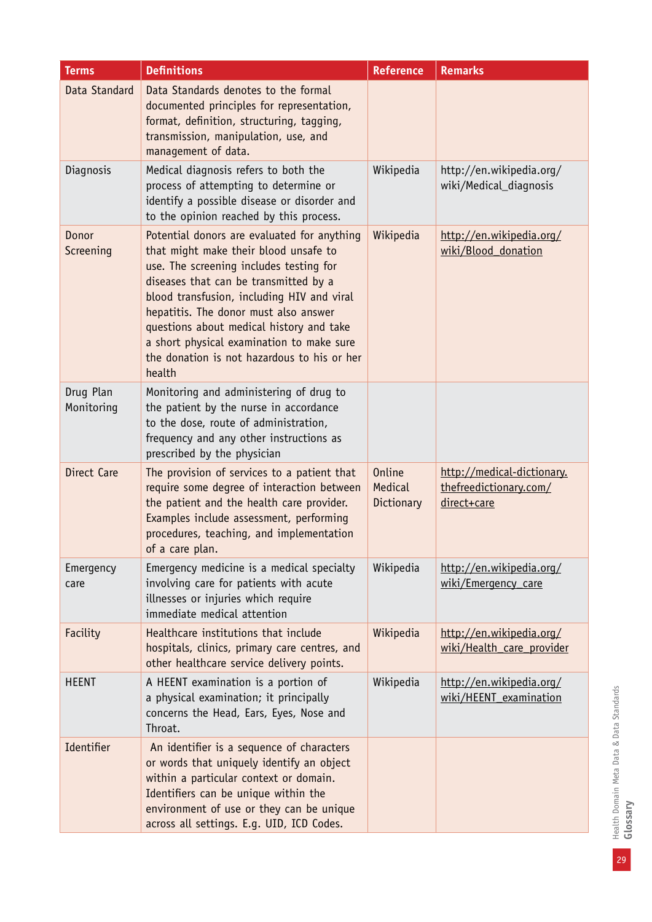| Terms | Definitions | Reference | Remarks |
| --- | --- | --- | --- |
| Data Standard | Data Standards denotes to the formal documented principles for representation, format, definition, structuring, tagging, transmission, manipulation, use, and management of data. | | |
| Diagnosis | Medical diagnosis refers to both the process of attempting to determine or identify a possible disease or disorder and to the opinion reached by this process. | Wikipedia | http://en.wikipedia.org/wiki/Medical_diagnosis |
| Donor Screening | Potential donors are evaluated for anything that might make their blood unsafe to use. The screening includes testing for diseases that can be transmitted by a blood transfusion, including HIV and viral hepatitis. The donor must also answer questions about medical history and take a short physical examination to make sure the donation is not hazardous to his or her health | Wikipedia | http://en.wikipedia.org/wiki/Blood_donation |
| Drug Plan Monitoring | Monitoring and administering of drug to the patient by the nurse in accordance to the dose, route of administration, frequency and any other instructions as prescribed by the physician | | |
| Direct Care | The provision of services to a patient that require some degree of interaction between the patient and the health care provider. Examples include assessment, performing procedures, teaching, and implementation of a care plan. | Online Medical Dictionary | http://medical-dictionary.thefreedictionary.com/direct+care |
| Emergency care | Emergency medicine is a medical specialty involving care for patients with acute illnesses or injuries which require immediate medical attention | Wikipedia | http://en.wikipedia.org/wiki/Emergency_care |
| Facility | Healthcare institutions that include hospitals, clinics, primary care centres, and other healthcare service delivery points. | Wikipedia | http://en.wikipedia.org/wiki/Health_care_provider |
| HEENT | A HEENT examination is a portion of a physical examination; it principally concerns the Head, Ears, Eyes, Nose and Throat. | Wikipedia | http://en.wikipedia.org/wiki/HEENT_examination |
| Identifier | An identifier is a sequence of characters or words that uniquely identify an object within a particular context or domain. Identifiers can be unique within the environment of use or they can be unique across all settings. E.g. UID, ICD Codes. | | |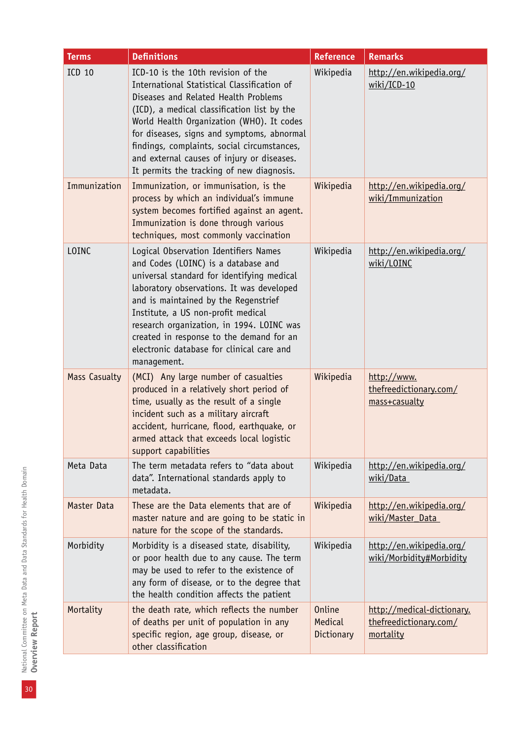| Terms | Definitions | Reference | Remarks |
|---|---|---|---|
| ICD 10 | ICD-10 is the 10th revision of the International Statistical Classification of Diseases and Related Health Problems (ICD), a medical classification list by the World Health Organization (WHO). It codes for diseases, signs and symptoms, abnormal findings, complaints, social circumstances, and external causes of injury or diseases. It permits the tracking of new diagnosis. | Wikipedia | http://en.wikipedia.org/wiki/ICD-10 |
| Immunization | Immunization, or immunisation, is the process by which an individual's immune system becomes fortified against an agent. Immunization is done through various techniques, most commonly vaccination | Wikipedia | http://en.wikipedia.org/wiki/Immunization |
| LOINC | Logical Observation Identifiers Names and Codes (LOINC) is a database and universal standard for identifying medical laboratory observations. It was developed and is maintained by the Regenstrief Institute, a US non-profit medical research organization, in 1994. LOINC was created in response to the demand for an electronic database for clinical care and management. | Wikipedia | http://en.wikipedia.org/wiki/LOINC |
| Mass Casualty | (MCI) Any large number of casualties produced in a relatively short period of time, usually as the result of a single incident such as a military aircraft accident, hurricane, flood, earthquake, or armed attack that exceeds local logistic support capabilities | Wikipedia | http://www.thefreedictionary.com/mass+casualty |
| Meta Data | The term metadata refers to "data about data". International standards apply to metadata. | Wikipedia | http://en.wikipedia.org/wiki/Data |
| Master Data | These are the Data elements that are of master nature and are going to be static in nature for the scope of the standards. | Wikipedia | http://en.wikipedia.org/wiki/Master_Data |
| Morbidity | Morbidity is a diseased state, disability, or poor health due to any cause. The term may be used to refer to the existence of any form of disease, or to the degree that the health condition affects the patient | Wikipedia | http://en.wikipedia.org/wiki/Morbidity#Morbidity |
| Mortality | the death rate, which reflects the number of deaths per unit of population in any specific region, age group, disease, or other classification | Online Medical Dictionary | http://medical-dictionary.thefreedictionary.com/mortality |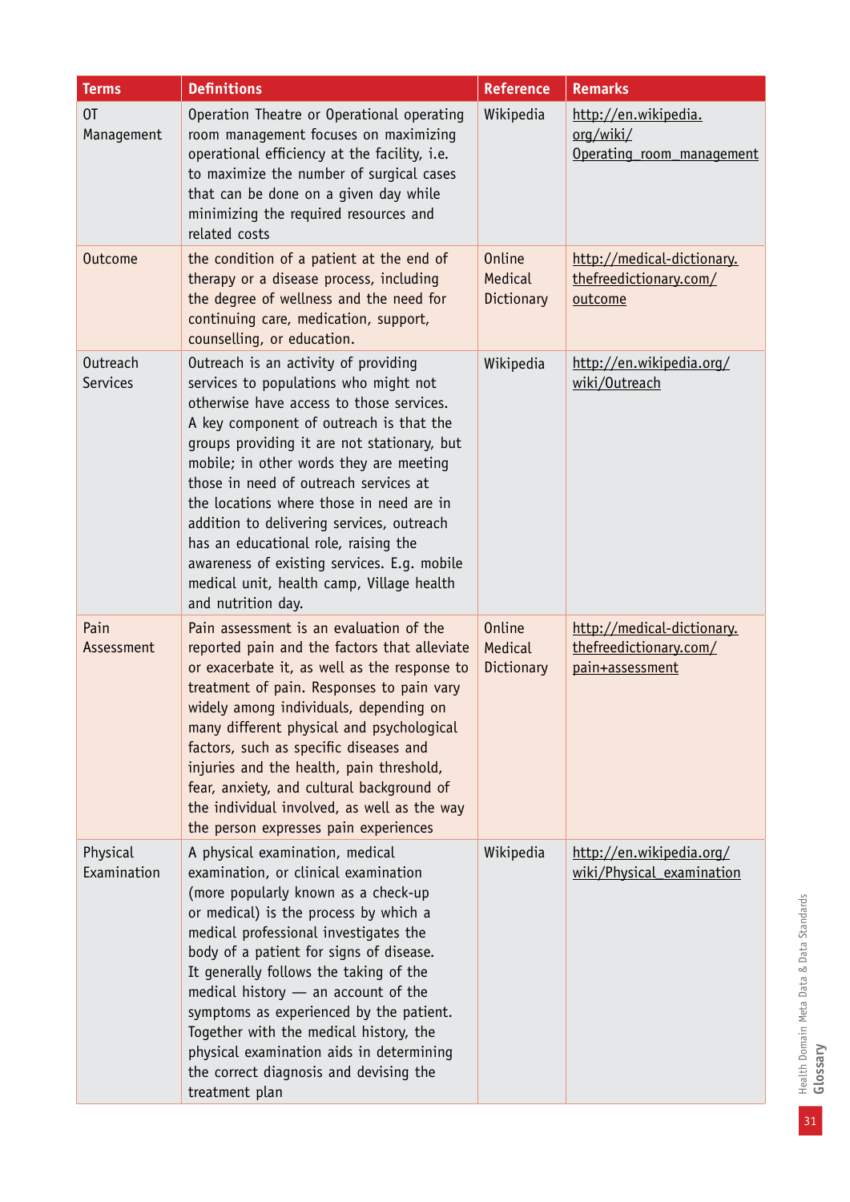| Terms | Definitions | Reference | Remarks |
|---|---|---|---|
| OT Management | Operation Theatre or Operational operating room management focuses on maximizing operational efficiency at the facility, i.e. to maximize the number of surgical cases that can be done on a given day while minimizing the required resources and related costs | Wikipedia | http://en.wikipedia.org/wiki/Operating_room_management |
| Outcome | the condition of a patient at the end of therapy or a disease process, including the degree of wellness and the need for continuing care, medication, support, counselling, or education. | Online Medical Dictionary | http://medical-dictionary.thefreedictionary.com/outcome |
| Outreach Services | Outreach is an activity of providing services to populations who might not otherwise have access to those services. A key component of outreach is that the groups providing it are not stationary, but mobile; in other words they are meeting those in need of outreach services at the locations where those in need are in addition to delivering services, outreach has an educational role, raising the awareness of existing services. E.g. mobile medical unit, health camp, Village health and nutrition day. | Wikipedia | http://en.wikipedia.org/wiki/Outreach |
| Pain Assessment | Pain assessment is an evaluation of the reported pain and the factors that alleviate or exacerbate it, as well as the response to treatment of pain. Responses to pain vary widely among individuals, depending on many different physical and psychological factors, such as specific diseases and injuries and the health, pain threshold, fear, anxiety, and cultural background of the individual involved, as well as the way the person expresses pain experiences | Online Medical Dictionary | http://medical-dictionary.thefreedictionary.com/pain+assessment |
| Physical Examination | A physical examination, medical examination, or clinical examination (more popularly known as a check-up or medical) is the process by which a medical professional investigates the body of a patient for signs of disease. It generally follows the taking of the medical history — an account of the symptoms as experienced by the patient. Together with the medical history, the physical examination aids in determining the correct diagnosis and devising the treatment plan | Wikipedia | http://en.wikipedia.org/wiki/Physical_examination |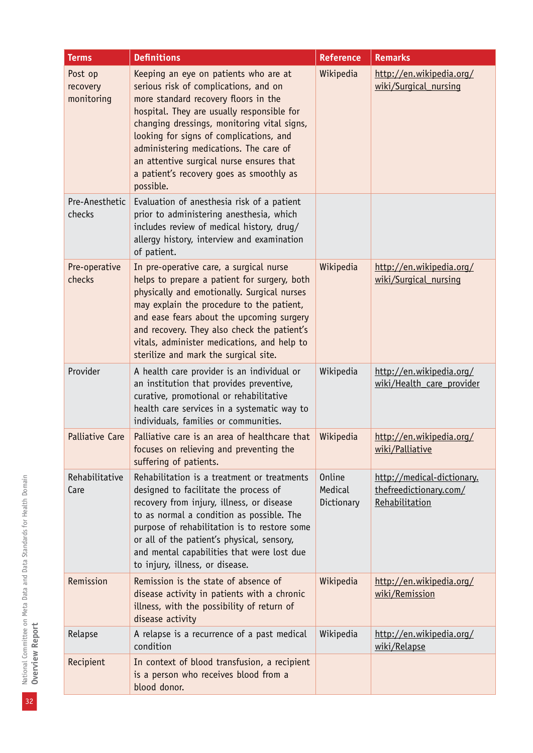| Terms | Definitions | Reference | Remarks |
|---|---|---|---|
| Post op recovery monitoring | Keeping an eye on patients who are at serious risk of complications, and on more standard recovery floors in the hospital. They are usually responsible for changing dressings, monitoring vital signs, looking for signs of complications, and administering medications. The care of an attentive surgical nurse ensures that a patient's recovery goes as smoothly as possible. | Wikipedia | http://en.wikipedia.org/wiki/Surgical_nursing |
| Pre-Anesthetic checks | Evaluation of anesthesia risk of a patient prior to administering anesthesia, which includes review of medical history, drug/allergy history, interview and examination of patient. | | |
| Pre-operative checks | In pre-operative care, a surgical nurse helps to prepare a patient for surgery, both physically and emotionally. Surgical nurses may explain the procedure to the patient, and ease fears about the upcoming surgery and recovery. They also check the patient's vitals, administer medications, and help to sterilize and mark the surgical site. | Wikipedia | http://en.wikipedia.org/wiki/Surgical_nursing |
| Provider | A health care provider is an individual or an institution that provides preventive, curative, promotional or rehabilitative health care services in a systematic way to individuals, families or communities. | Wikipedia | http://en.wikipedia.org/wiki/Health_care_provider |
| Palliative Care | Palliative care is an area of healthcare that focuses on relieving and preventing the suffering of patients. | Wikipedia | http://en.wikipedia.org/wiki/Palliative |
| Rehabilitative Care | Rehabilitation is a treatment or treatments designed to facilitate the process of recovery from injury, illness, or disease to as normal a condition as possible. The purpose of rehabilitation is to restore some or all of the patient's physical, sensory, and mental capabilities that were lost due to injury, illness, or disease. | Online Medical Dictionary | http://medical-dictionary.thefreedictionary.com/Rehabilitation |
| Remission | Remission is the state of absence of disease activity in patients with a chronic illness, with the possibility of return of disease activity | Wikipedia | http://en.wikipedia.org/wiki/Remission |
| Relapse | A relapse is a recurrence of a past medical condition | Wikipedia | http://en.wikipedia.org/wiki/Relapse |
| Recipient | In context of blood transfusion, a recipient is a person who receives blood from a blood donor. | | |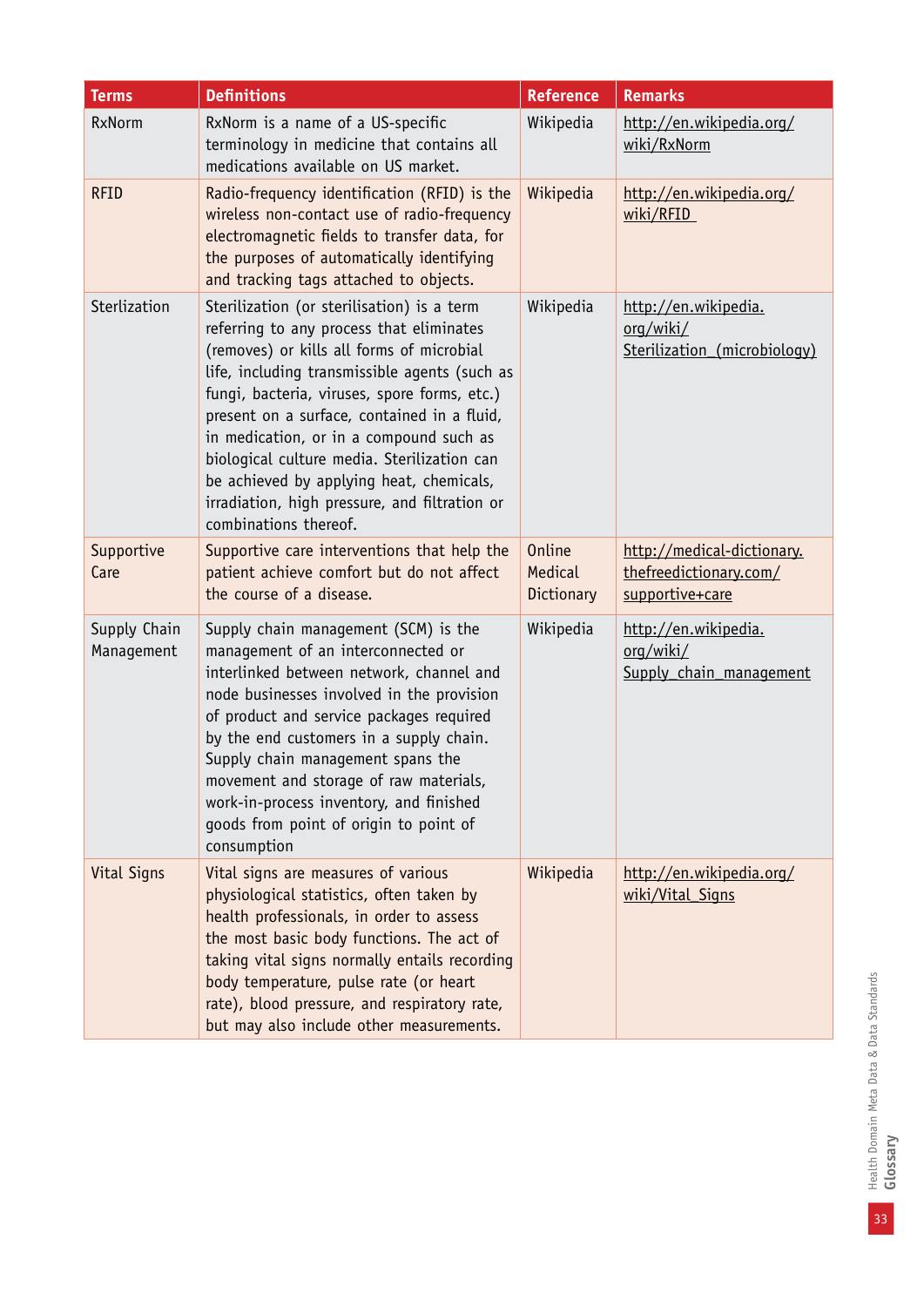| Terms | Definitions | Reference | Remarks |
|---|---|---|---|
| RxNorm | RxNorm is a name of a US-specific terminology in medicine that contains all medications available on US market. | Wikipedia | http://en.wikipedia.org/wiki/RxNorm |
| RFID | Radio-frequency identification (RFID) is the wireless non-contact use of radio-frequency electromagnetic fields to transfer data, for the purposes of automatically identifying and tracking tags attached to objects. | Wikipedia | http://en.wikipedia.org/wiki/RFID |
| Sterlization | Sterilization (or sterilisation) is a term referring to any process that eliminates (removes) or kills all forms of microbial life, including transmissible agents (such as fungi, bacteria, viruses, spore forms, etc.) present on a surface, contained in a fluid, in medication, or in a compound such as biological culture media. Sterilization can be achieved by applying heat, chemicals, irradiation, high pressure, and filtration or combinations thereof. | Wikipedia | http://en.wikipedia.org/wiki/Sterilization_(microbiology) |
| Supportive Care | Supportive care interventions that help the patient achieve comfort but do not affect the course of a disease. | Online Medical Dictionary | http://medical-dictionary.thefreedictionary.com/supportive+care |
| Supply Chain Management | Supply chain management (SCM) is the management of an interconnected or interlinked between network, channel and node businesses involved in the provision of product and service packages required by the end customers in a supply chain. Supply chain management spans the movement and storage of raw materials, work-in-process inventory, and finished goods from point of origin to point of consumption | Wikipedia | http://en.wikipedia.org/wiki/Supply_chain_management |
| Vital Signs | Vital signs are measures of various physiological statistics, often taken by health professionals, in order to assess the most basic body functions. The act of taking vital signs normally entails recording body temperature, pulse rate (or heart rate), blood pressure, and respiratory rate, but may also include other measurements. | Wikipedia | http://en.wikipedia.org/wiki/Vital_Signs |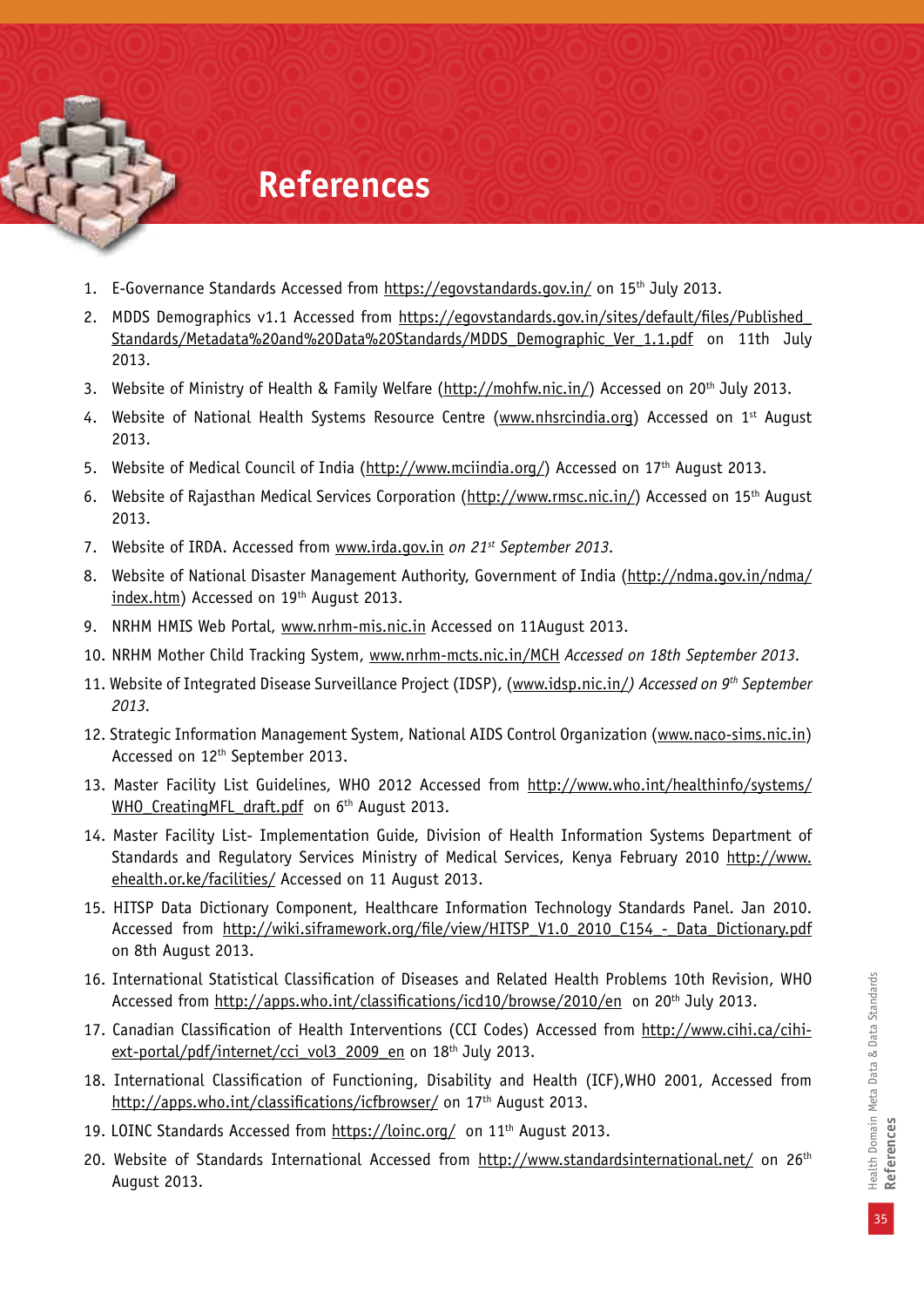# References

1. E-Governance Standards Accessed from https://egovstandards.gov.in/ on 15th July 2013.
2. MDDS Demographics v1.1 Accessed from https://egovstandards.gov.in/sites/default/files/Published_Standards/Metadata%20and%20Data%20Standards/MDDS_Demographic_Ver_1.1.pdf on 11th July 2013.
3. Website of Ministry of Health & Family Welfare (http://mohfw.nic.in/) Accessed on 20th July 2013.
4. Website of National Health Systems Resource Centre (www.nhsrcindia.org) Accessed on 1st August 2013.
5. Website of Medical Council of India (http://www.mciindia.org/) Accessed on 17th August 2013.
6. Website of Rajasthan Medical Services Corporation (http://www.rmsc.nic.in/) Accessed on 15th August 2013.
7. Website of IRDA. Accessed from www.irda.gov.in *on 21st September 2013*.
8. Website of National Disaster Management Authority, Government of India (http://ndma.gov.in/ndma/index.htm) Accessed on 19th August 2013.
9. NRHM HMIS Web Portal, www.nrhm-mis.nic.in Accessed on 11August 2013.
10. NRHM Mother Child Tracking System, www.nrhm-mcts.nic.in/MCH *Accessed on 18th September 2013*.
11. Website of Integrated Disease Surveillance Project (IDSP), (www.idsp.nic.in/) *Accessed on 9th September 2013*.
12. Strategic Information Management System, National AIDS Control Organization (www.naco-sims.nic.in) Accessed on 12th September 2013.
13. Master Facility List Guidelines, WHO 2012 Accessed from http://www.who.int/healthinfo/systems/WHO_CreatingMFL_draft.pdf on 6th August 2013.
14. Master Facility List- Implementation Guide, Division of Health Information Systems Department of Standards and Regulatory Services Ministry of Medical Services, Kenya February 2010 http://www.ehealth.or.ke/facilities/ Accessed on 11 August 2013.
15. HITSP Data Dictionary Component, Healthcare Information Technology Standards Panel. Jan 2010. Accessed from http://wiki.siframework.org/file/view/HITSP_V1.0_2010_C154_-_Data_Dictionary.pdf on 8th August 2013.
16. International Statistical Classification of Diseases and Related Health Problems 10th Revision, WHO Accessed from http://apps.who.int/classifications/icd10/browse/2010/en on 20th July 2013.
17. Canadian Classification of Health Interventions (CCI Codes) Accessed from http://www.cihi.ca/cihi-ext-portal/pdf/internet/cci_vol3_2009_en on 18th July 2013.
18. International Classification of Functioning, Disability and Health (ICF),WHO 2001, Accessed from http://apps.who.int/classifications/icfbrowser/ on 17th August 2013.
19. LOINC Standards Accessed from https://loinc.org/ on 11th August 2013.
20. Website of Standards International Accessed from http://www.standardsinternational.net/ on 26th August 2013.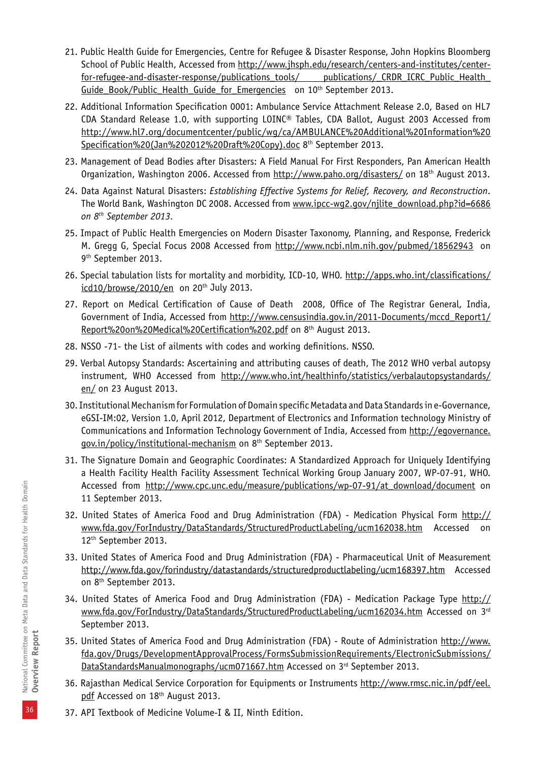21. Public Health Guide for Emergencies, Centre for Refugee & Disaster Response, John Hopkins Bloomberg School of Public Health, Accessed from http://www.jhsph.edu/research/centers-and-institutes/center-for-refugee-and-disaster-response/publications_tools/ publications/_CRDR_ICRC_Public_Health_Guide_Book/Public_Health_Guide_for_Emergencies on 10th September 2013.

22. Additional Information Specification 0001: Ambulance Service Attachment Release 2.0, Based on HL7 CDA Standard Release 1.0, with supporting LOINC® Tables, CDA Ballot, August 2003 Accessed from http://www.hl7.org/documentcenter/public/wg/ca/AMBULANCE%20Additional%20Information%20Specification%20(Jan%202012%20Draft%20Copy).doc 8th September 2013.

23. Management of Dead Bodies after Disasters: A Field Manual For First Responders, Pan American Health Organization, Washington 2006. Accessed from http://www.paho.org/disasters/ on 18th August 2013.

24. Data Against Natural Disasters: *Establishing Effective Systems for Relief, Recovery, and Reconstruction*. The World Bank, Washington DC 2008. Accessed from www.ipcc-wg2.gov/njlite_download.php?id=6686 *on 8th September 2013*.

25. Impact of Public Health Emergencies on Modern Disaster Taxonomy, Planning, and Response, Frederick M. Gregg G, Special Focus 2008 Accessed from http://www.ncbi.nlm.nih.gov/pubmed/18562943 on 9th September 2013.

26. Special tabulation lists for mortality and morbidity, ICD-10, WHO. http://apps.who.int/classifications/icd10/browse/2010/en on 20th July 2013.

27. Report on Medical Certification of Cause of Death 2008, Office of The Registrar General, India, Government of India, Accessed from http://www.censusindia.gov.in/2011-Documents/mccd_Report1/Report%20on%20Medical%20Certification%202.pdf on 8th August 2013.

28. NSSO -71- the List of ailments with codes and working definitions. NSSO.

29. Verbal Autopsy Standards: Ascertaining and attributing causes of death, The 2012 WHO verbal autopsy instrument, WHO Accessed from http://www.who.int/healthinfo/statistics/verbalautopsystandards/en/ on 23 August 2013.

30. Institutional Mechanism for Formulation of Domain specific Metadata and Data Standards in e-Governance, eGSI-IM:02, Version 1.0, April 2012, Department of Electronics and Information technology Ministry of Communications and Information Technology Government of India, Accessed from http://egovernance.gov.in/policy/institutional-mechanism on 8th September 2013.

31. The Signature Domain and Geographic Coordinates: A Standardized Approach for Uniquely Identifying a Health Facility Health Facility Assessment Technical Working Group January 2007, WP-07-91, WHO. Accessed from http://www.cpc.unc.edu/measure/publications/wp-07-91/at_download/document on 11 September 2013.

32. United States of America Food and Drug Administration (FDA) - Medication Physical Form http://www.fda.gov/ForIndustry/DataStandards/StructuredProductLabeling/ucm162038.htm Accessed on 12th September 2013.

33. United States of America Food and Drug Administration (FDA) - Pharmaceutical Unit of Measurement http://www.fda.gov/forindustry/datastandards/structuredproductlabeling/ucm168397.htm Accessed on 8th September 2013.

34. United States of America Food and Drug Administration (FDA) - Medication Package Type http://www.fda.gov/ForIndustry/DataStandards/StructuredProductLabeling/ucm162034.htm Accessed on 3rd September 2013.

35. United States of America Food and Drug Administration (FDA) - Route of Administration http://www.fda.gov/Drugs/DevelopmentApprovalProcess/FormsSubmissionRequirements/ElectronicSubmissions/DataStandardsManualmonographs/ucm071667.htm Accessed on 3rd September 2013.

36. Rajasthan Medical Service Corporation for Equipments or Instruments http://www.rmsc.nic.in/pdf/eel.pdf Accessed on 18th August 2013.

37. API Textbook of Medicine Volume-I & II, Ninth Edition.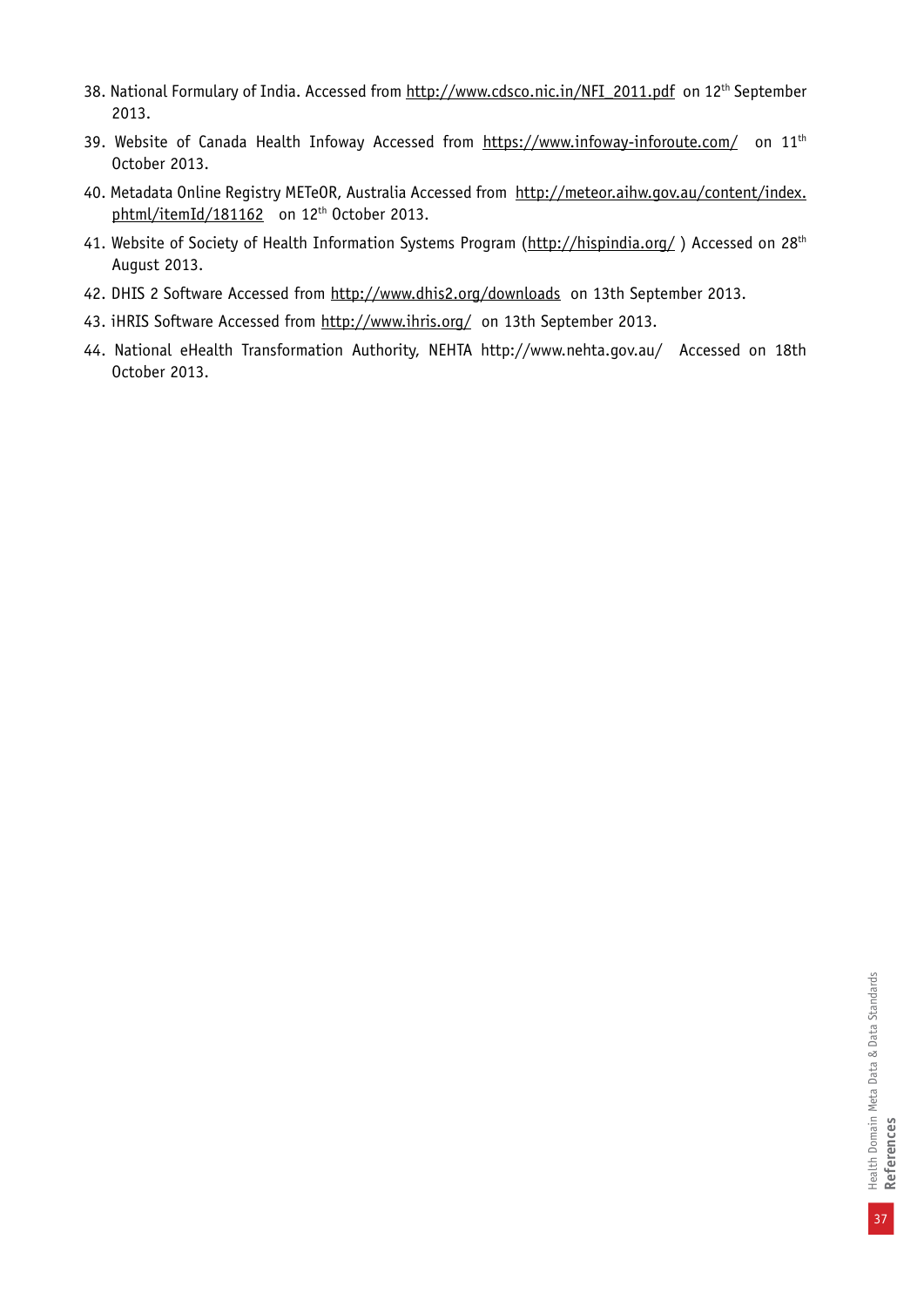38. National Formulary of India. Accessed from http://www.cdsco.nic.in/NFI_2011.pdf on 12th September 2013.
39. Website of Canada Health Infoway Accessed from https://www.infoway-inforoute.com/ on 11th October 2013.
40. Metadata Online Registry METeOR, Australia Accessed from http://meteor.aihw.gov.au/content/index.phtml/itemId/181162 on 12th October 2013.
41. Website of Society of Health Information Systems Program (http://hispindia.org/ ) Accessed on 28th August 2013.
42. DHIS 2 Software Accessed from http://www.dhis2.org/downloads on 13th September 2013.
43. iHRIS Software Accessed from http://www.ihris.org/ on 13th September 2013.
44. National eHealth Transformation Authority, NEHTA http://www.nehta.gov.au/ Accessed on 18th October 2013.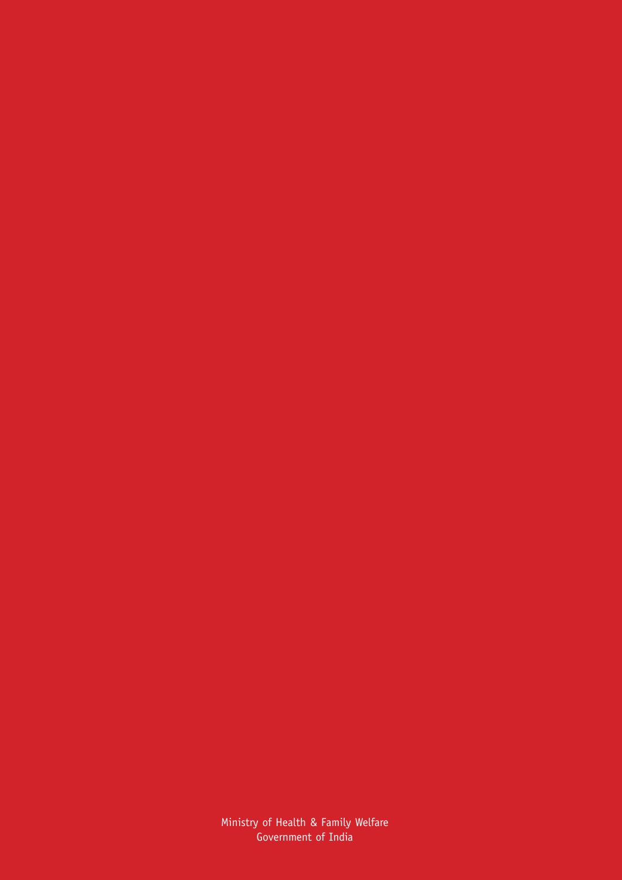Ministry of Health & Family Welfare
Government of India